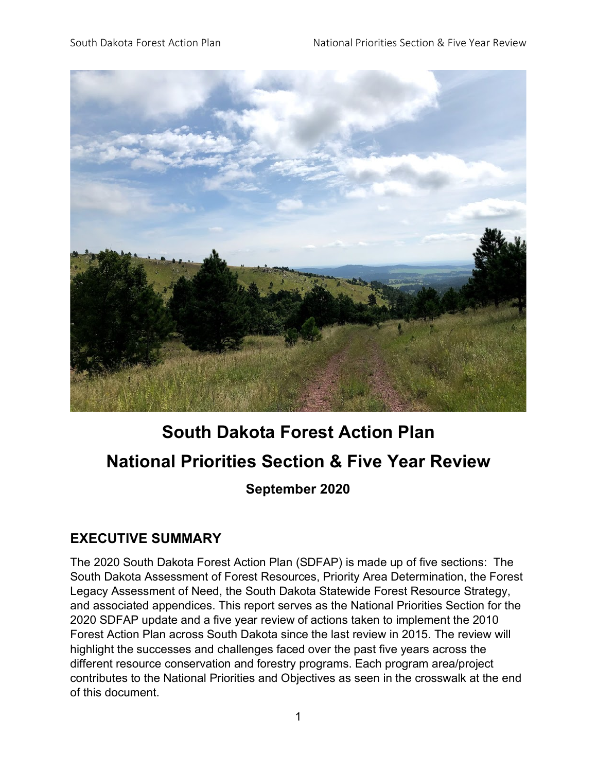# South Dakota Forest Action Plan

# National Priorities Section & Five Year Review

**September 2020**

## EXECUTIVE SUMMARY

The 2020 South Dakota Forest Action Plan (SDFAP) is made up of five sections: The South Dakota Assessment of Forest Resources, Priority Area Determination, the Forest Legacy Assessment of Need, the South Dakota Statewide Forest Resource Strategy, and associated appendices. This report serves as the National Priorities Section for the 2020 SDFAP update and a five year review of actions taken to implement the 2010 Forest Action Plan across South Dakota since the last review in 2015. The review will highlight the successes and challenges faced over the past five years across the different resource conservation and forestry programs. Each program area/project contributes to the National Priorities and Objectives as seen in the crosswalk at the end of this document.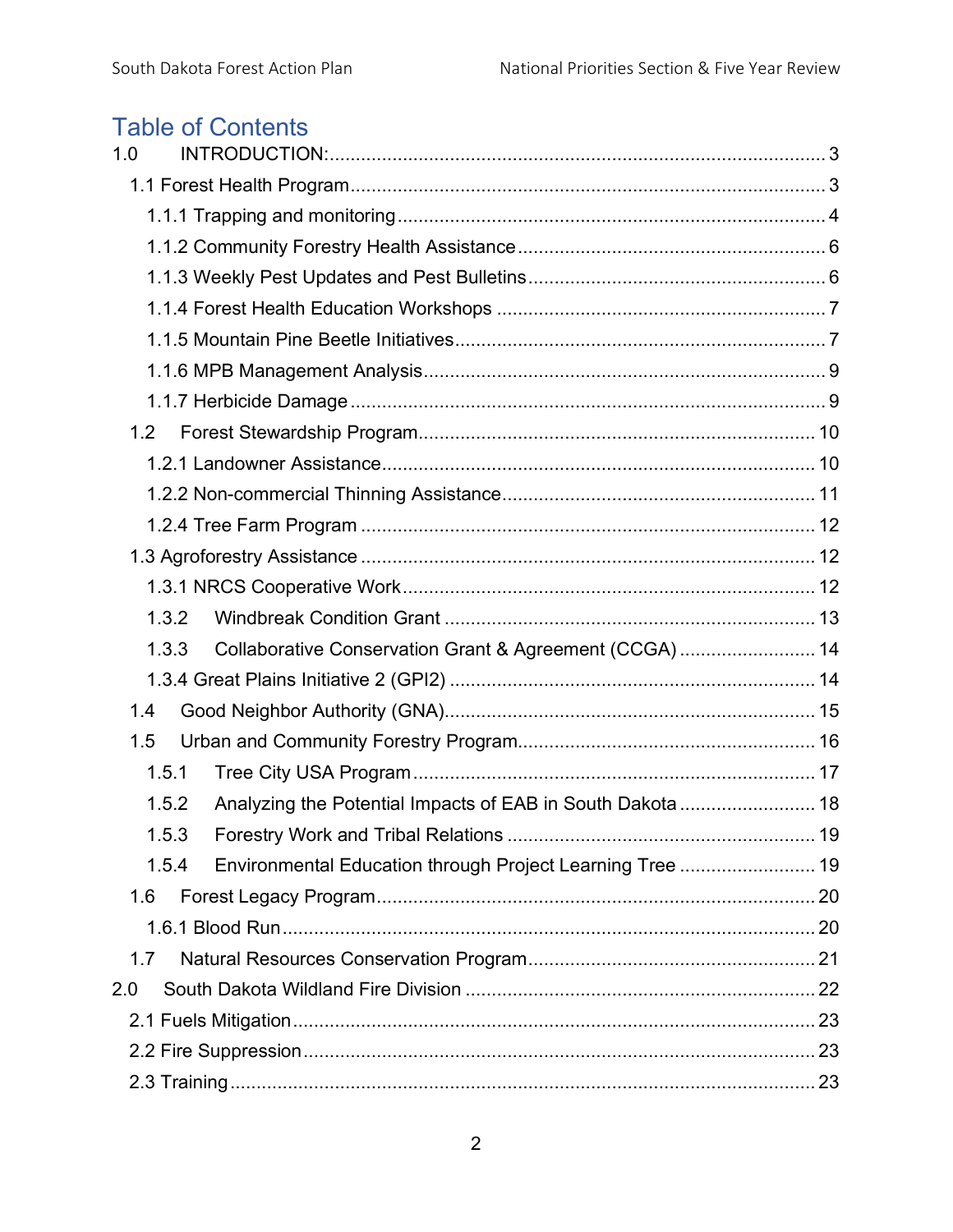# Table of Contents

1.0 INTRODUCTION: ... 3

- 1.1 Forest Health Program ... 3
  - 1.1.1 Trapping and monitoring ... 4
  - 1.1.2 Community Forestry Health Assistance ... 6
  - 1.1.3 Weekly Pest Updates and Pest Bulletins ... 6
  - 1.1.4 Forest Health Education Workshops ... 7
  - 1.1.5 Mountain Pine Beetle Initiatives ... 7
  - 1.1.6 MPB Management Analysis ... 9
  - 1.1.7 Herbicide Damage ... 9
- 1.2 Forest Stewardship Program ... 10
  - 1.2.1 Landowner Assistance ... 10
  - 1.2.2 Non-commercial Thinning Assistance ... 11
  - 1.2.4 Tree Farm Program ... 12
- 1.3 Agroforestry Assistance ... 12
  - 1.3.1 NRCS Cooperative Work ... 12
  - 1.3.2 Windbreak Condition Grant ... 13
  - 1.3.3 Collaborative Conservation Grant & Agreement (CCGA) ... 14
  - 1.3.4 Great Plains Initiative 2 (GPI2) ... 14
- 1.4 Good Neighbor Authority (GNA) ... 15
- 1.5 Urban and Community Forestry Program ... 16
  - 1.5.1 Tree City USA Program ... 17
  - 1.5.2 Analyzing the Potential Impacts of EAB in South Dakota ... 18
  - 1.5.3 Forestry Work and Tribal Relations ... 19
  - 1.5.4 Environmental Education through Project Learning Tree ... 19
- 1.6 Forest Legacy Program ... 20
  - 1.6.1 Blood Run ... 20
- 1.7 Natural Resources Conservation Program ... 21

2.0 South Dakota Wildland Fire Division ... 22

- 2.1 Fuels Mitigation ... 23
- 2.2 Fire Suppression ... 23
- 2.3 Training ... 23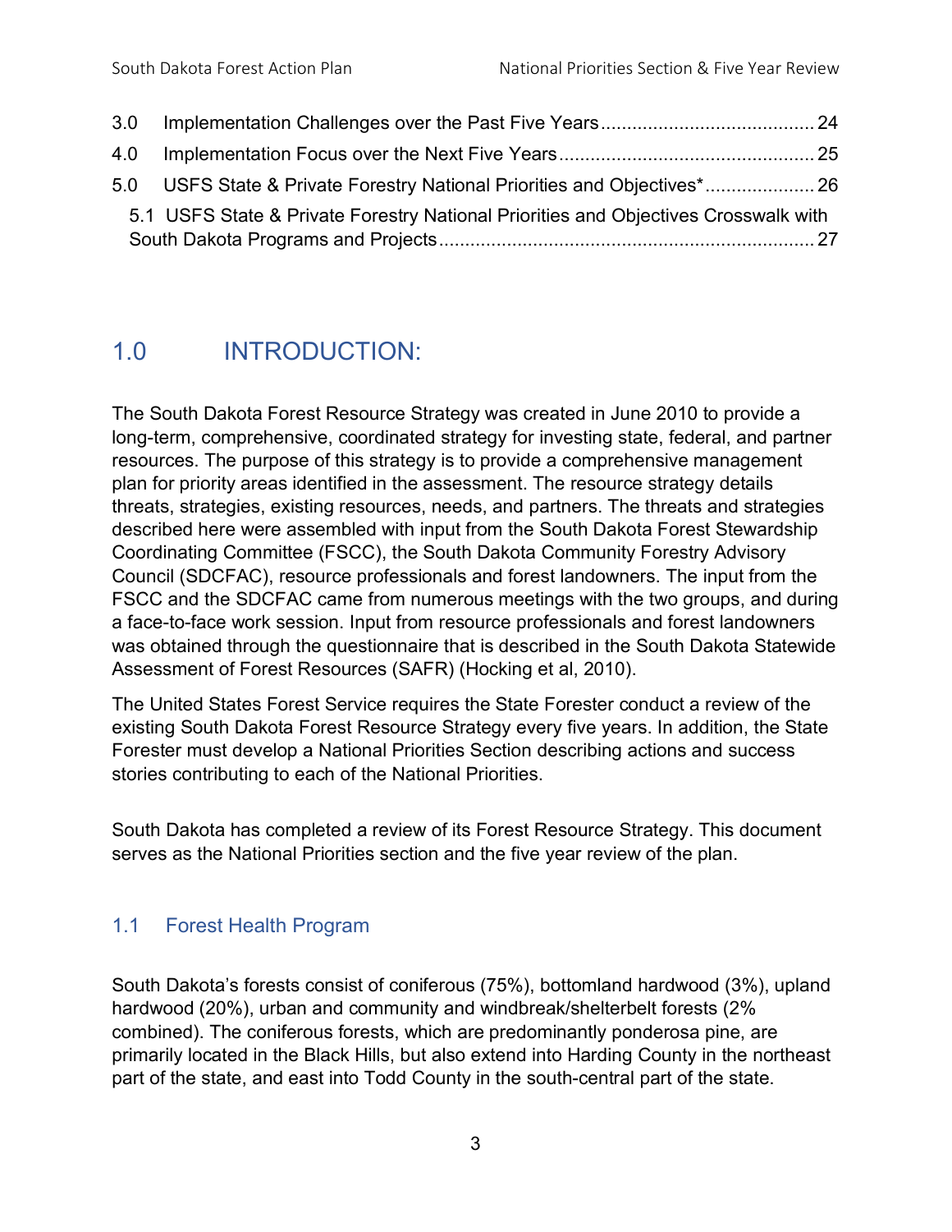3.0 Implementation Challenges over the Past Five Years........................................ 24

4.0 Implementation Focus over the Next Five Years................................................ 25

5.0 USFS State & Private Forestry National Priorities and Objectives*..................... 26

5.1 USFS State & Private Forestry National Priorities and Objectives Crosswalk with South Dakota Programs and Projects....................................................................... 27

# 1.0 INTRODUCTION:

The South Dakota Forest Resource Strategy was created in June 2010 to provide a long-term, comprehensive, coordinated strategy for investing state, federal, and partner resources. The purpose of this strategy is to provide a comprehensive management plan for priority areas identified in the assessment. The resource strategy details threats, strategies, existing resources, needs, and partners. The threats and strategies described here were assembled with input from the South Dakota Forest Stewardship Coordinating Committee (FSCC), the South Dakota Community Forestry Advisory Council (SDCFAC), resource professionals and forest landowners. The input from the FSCC and the SDCFAC came from numerous meetings with the two groups, and during a face-to-face work session. Input from resource professionals and forest landowners was obtained through the questionnaire that is described in the South Dakota Statewide Assessment of Forest Resources (SAFR) (Hocking et al, 2010).

The United States Forest Service requires the State Forester conduct a review of the existing South Dakota Forest Resource Strategy every five years. In addition, the State Forester must develop a National Priorities Section describing actions and success stories contributing to each of the National Priorities.

South Dakota has completed a review of its Forest Resource Strategy. This document serves as the National Priorities section and the five year review of the plan.

## 1.1 Forest Health Program

South Dakota's forests consist of coniferous (75%), bottomland hardwood (3%), upland hardwood (20%), urban and community and windbreak/shelterbelt forests (2% combined). The coniferous forests, which are predominantly ponderosa pine, are primarily located in the Black Hills, but also extend into Harding County in the northeast part of the state, and east into Todd County in the south-central part of the state.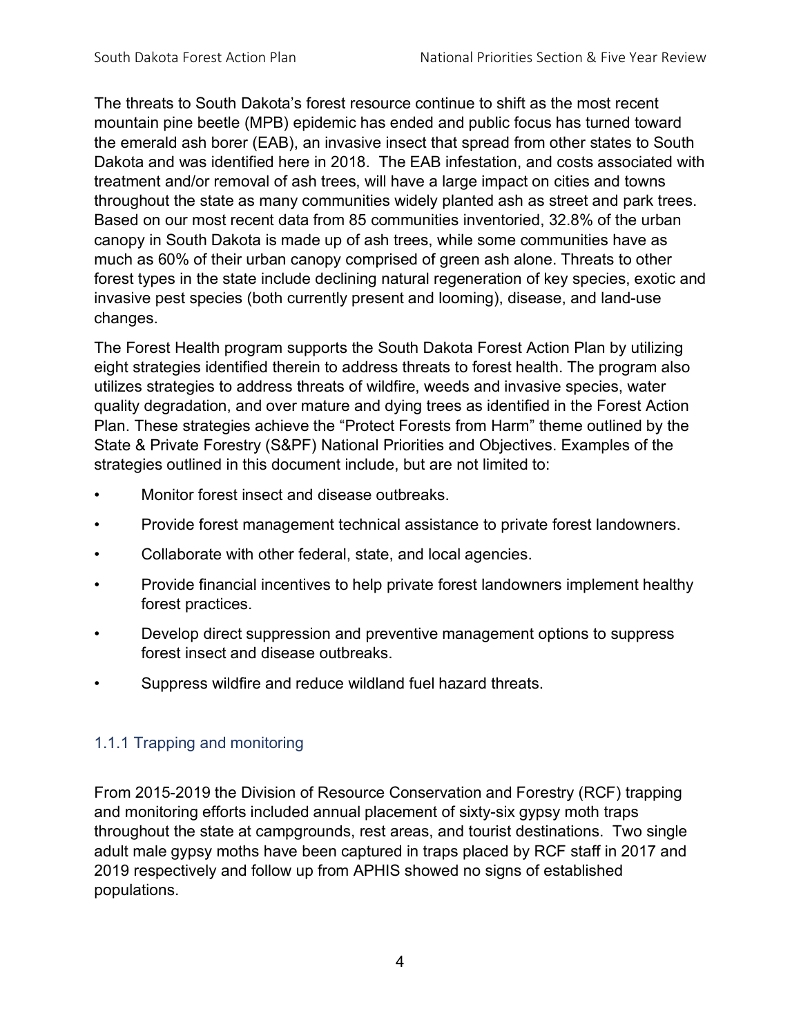The threats to South Dakota's forest resource continue to shift as the most recent mountain pine beetle (MPB) epidemic has ended and public focus has turned toward the emerald ash borer (EAB), an invasive insect that spread from other states to South Dakota and was identified here in 2018. The EAB infestation, and costs associated with treatment and/or removal of ash trees, will have a large impact on cities and towns throughout the state as many communities widely planted ash as street and park trees. Based on our most recent data from 85 communities inventoried, 32.8% of the urban canopy in South Dakota is made up of ash trees, while some communities have as much as 60% of their urban canopy comprised of green ash alone. Threats to other forest types in the state include declining natural regeneration of key species, exotic and invasive pest species (both currently present and looming), disease, and land-use changes.

The Forest Health program supports the South Dakota Forest Action Plan by utilizing eight strategies identified therein to address threats to forest health. The program also utilizes strategies to address threats of wildfire, weeds and invasive species, water quality degradation, and over mature and dying trees as identified in the Forest Action Plan. These strategies achieve the "Protect Forests from Harm" theme outlined by the State & Private Forestry (S&PF) National Priorities and Objectives. Examples of the strategies outlined in this document include, but are not limited to:

- Monitor forest insect and disease outbreaks.
- Provide forest management technical assistance to private forest landowners.
- Collaborate with other federal, state, and local agencies.
- Provide financial incentives to help private forest landowners implement healthy forest practices.
- Develop direct suppression and preventive management options to suppress forest insect and disease outbreaks.
- Suppress wildfire and reduce wildland fuel hazard threats.

### 1.1.1 Trapping and monitoring

From 2015-2019 the Division of Resource Conservation and Forestry (RCF) trapping and monitoring efforts included annual placement of sixty-six gypsy moth traps throughout the state at campgrounds, rest areas, and tourist destinations. Two single adult male gypsy moths have been captured in traps placed by RCF staff in 2017 and 2019 respectively and follow up from APHIS showed no signs of established populations.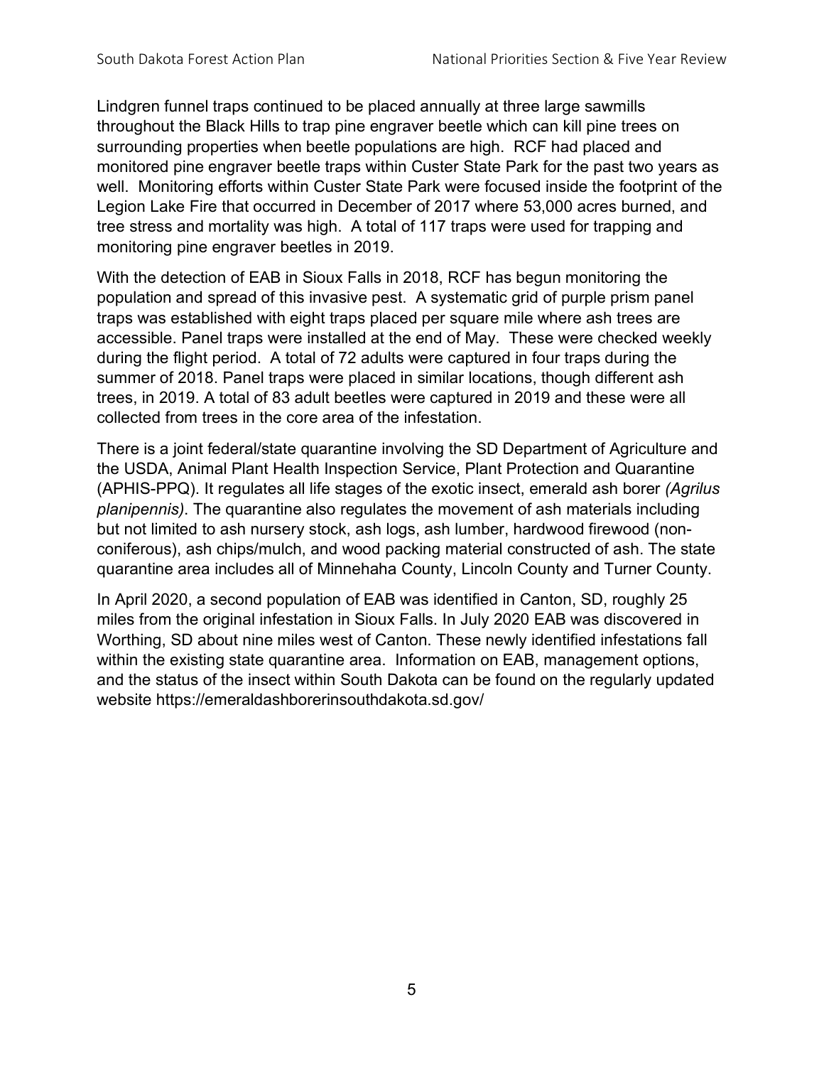Lindgren funnel traps continued to be placed annually at three large sawmills throughout the Black Hills to trap pine engraver beetle which can kill pine trees on surrounding properties when beetle populations are high. RCF had placed and monitored pine engraver beetle traps within Custer State Park for the past two years as well. Monitoring efforts within Custer State Park were focused inside the footprint of the Legion Lake Fire that occurred in December of 2017 where 53,000 acres burned, and tree stress and mortality was high. A total of 117 traps were used for trapping and monitoring pine engraver beetles in 2019.

With the detection of EAB in Sioux Falls in 2018, RCF has begun monitoring the population and spread of this invasive pest. A systematic grid of purple prism panel traps was established with eight traps placed per square mile where ash trees are accessible. Panel traps were installed at the end of May. These were checked weekly during the flight period. A total of 72 adults were captured in four traps during the summer of 2018. Panel traps were placed in similar locations, though different ash trees, in 2019. A total of 83 adult beetles were captured in 2019 and these were all collected from trees in the core area of the infestation.

There is a joint federal/state quarantine involving the SD Department of Agriculture and the USDA, Animal Plant Health Inspection Service, Plant Protection and Quarantine (APHIS-PPQ). It regulates all life stages of the exotic insect, emerald ash borer *(Agrilus planipennis)*. The quarantine also regulates the movement of ash materials including but not limited to ash nursery stock, ash logs, ash lumber, hardwood firewood (non-coniferous), ash chips/mulch, and wood packing material constructed of ash. The state quarantine area includes all of Minnehaha County, Lincoln County and Turner County.

In April 2020, a second population of EAB was identified in Canton, SD, roughly 25 miles from the original infestation in Sioux Falls. In July 2020 EAB was discovered in Worthing, SD about nine miles west of Canton. These newly identified infestations fall within the existing state quarantine area. Information on EAB, management options, and the status of the insect within South Dakota can be found on the regularly updated website https://emeraldashborerinsouthdakota.sd.gov/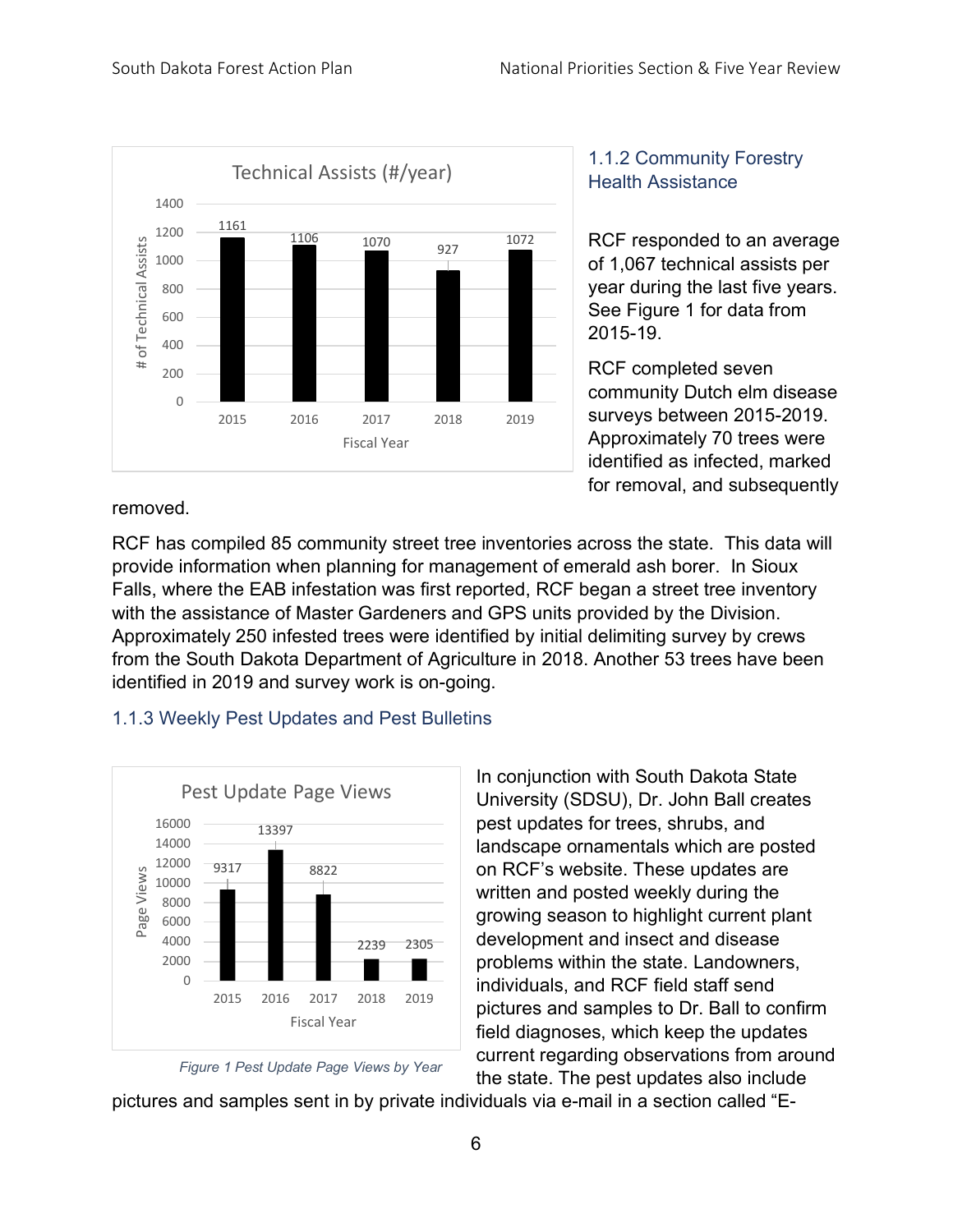Technical Assists (#/year)

| Fiscal Year | # of Technical Assists |
|---|---|
| 2015 | 1161 |
| 2016 | 1106 |
| 2017 | 1070 |
| 2018 | 927 |
| 2019 | 1072 |

### 1.1.2 Community Forestry Health Assistance

RCF responded to an average of 1,067 technical assists per year during the last five years. See Figure 1 for data from 2015-19.

RCF completed seven community Dutch elm disease surveys between 2015-2019. Approximately 70 trees were identified as infected, marked for removal, and subsequently removed.

RCF has compiled 85 community street tree inventories across the state. This data will provide information when planning for management of emerald ash borer. In Sioux Falls, where the EAB infestation was first reported, RCF began a street tree inventory with the assistance of Master Gardeners and GPS units provided by the Division. Approximately 250 infested trees were identified by initial delimiting survey by crews from the South Dakota Department of Agriculture in 2018. Another 53 trees have been identified in 2019 and survey work is on-going.

### 1.1.3 Weekly Pest Updates and Pest Bulletins

Pest Update Page Views

| Fiscal Year | Page Views |
|---|---|
| 2015 | 9317 |
| 2016 | 13397 |
| 2017 | 8822 |
| 2018 | 2239 |
| 2019 | 2305 |

*Figure 1 Pest Update Page Views by Year*

In conjunction with South Dakota State University (SDSU), Dr. John Ball creates pest updates for trees, shrubs, and landscape ornamentals which are posted on RCF's website. These updates are written and posted weekly during the growing season to highlight current plant development and insect and disease problems within the state. Landowners, individuals, and RCF field staff send pictures and samples to Dr. Ball to confirm field diagnoses, which keep the updates current regarding observations from around the state. The pest updates also include pictures and samples sent in by private individuals via e-mail in a section called "E-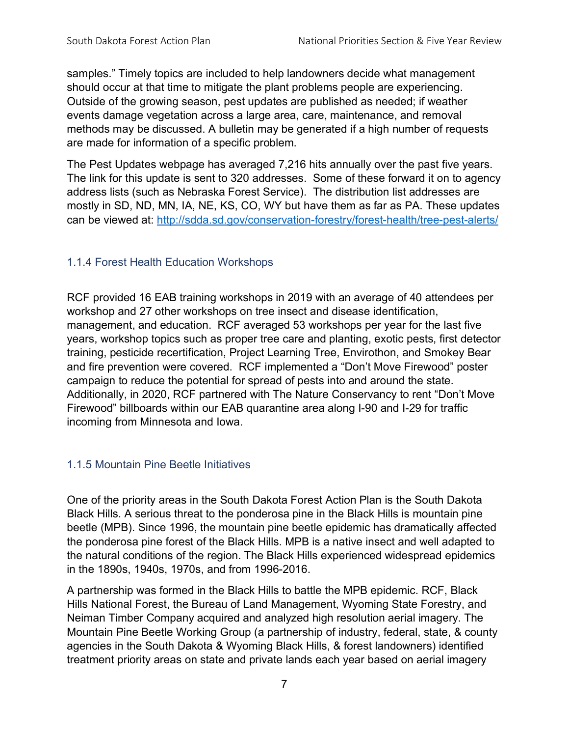samples." Timely topics are included to help landowners decide what management should occur at that time to mitigate the plant problems people are experiencing. Outside of the growing season, pest updates are published as needed; if weather events damage vegetation across a large area, care, maintenance, and removal methods may be discussed. A bulletin may be generated if a high number of requests are made for information of a specific problem.

The Pest Updates webpage has averaged 7,216 hits annually over the past five years. The link for this update is sent to 320 addresses. Some of these forward it on to agency address lists (such as Nebraska Forest Service). The distribution list addresses are mostly in SD, ND, MN, IA, NE, KS, CO, WY but have them as far as PA. These updates can be viewed at: http://sdda.sd.gov/conservation-forestry/forest-health/tree-pest-alerts/

### 1.1.4 Forest Health Education Workshops

RCF provided 16 EAB training workshops in 2019 with an average of 40 attendees per workshop and 27 other workshops on tree insect and disease identification, management, and education. RCF averaged 53 workshops per year for the last five years, workshop topics such as proper tree care and planting, exotic pests, first detector training, pesticide recertification, Project Learning Tree, Envirothon, and Smokey Bear and fire prevention were covered. RCF implemented a "Don't Move Firewood" poster campaign to reduce the potential for spread of pests into and around the state. Additionally, in 2020, RCF partnered with The Nature Conservancy to rent "Don't Move Firewood" billboards within our EAB quarantine area along I-90 and I-29 for traffic incoming from Minnesota and Iowa.

### 1.1.5 Mountain Pine Beetle Initiatives

One of the priority areas in the South Dakota Forest Action Plan is the South Dakota Black Hills. A serious threat to the ponderosa pine in the Black Hills is mountain pine beetle (MPB). Since 1996, the mountain pine beetle epidemic has dramatically affected the ponderosa pine forest of the Black Hills. MPB is a native insect and well adapted to the natural conditions of the region. The Black Hills experienced widespread epidemics in the 1890s, 1940s, 1970s, and from 1996-2016.

A partnership was formed in the Black Hills to battle the MPB epidemic. RCF, Black Hills National Forest, the Bureau of Land Management, Wyoming State Forestry, and Neiman Timber Company acquired and analyzed high resolution aerial imagery. The Mountain Pine Beetle Working Group (a partnership of industry, federal, state, & county agencies in the South Dakota & Wyoming Black Hills, & forest landowners) identified treatment priority areas on state and private lands each year based on aerial imagery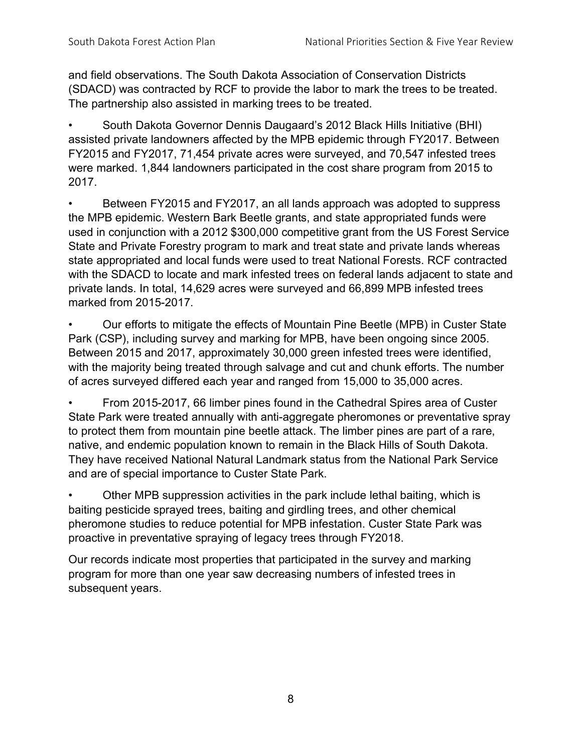and field observations. The South Dakota Association of Conservation Districts (SDACD) was contracted by RCF to provide the labor to mark the trees to be treated. The partnership also assisted in marking trees to be treated.

- South Dakota Governor Dennis Daugaard's 2012 Black Hills Initiative (BHI) assisted private landowners affected by the MPB epidemic through FY2017. Between FY2015 and FY2017, 71,454 private acres were surveyed, and 70,547 infested trees were marked. 1,844 landowners participated in the cost share program from 2015 to 2017.

- Between FY2015 and FY2017, an all lands approach was adopted to suppress the MPB epidemic. Western Bark Beetle grants, and state appropriated funds were used in conjunction with a 2012 $300,000 competitive grant from the US Forest Service State and Private Forestry program to mark and treat state and private lands whereas state appropriated and local funds were used to treat National Forests. RCF contracted with the SDACD to locate and mark infested trees on federal lands adjacent to state and private lands. In total, 14,629 acres were surveyed and 66,899 MPB infested trees marked from 2015-2017.

- Our efforts to mitigate the effects of Mountain Pine Beetle (MPB) in Custer State Park (CSP), including survey and marking for MPB, have been ongoing since 2005. Between 2015 and 2017, approximately 30,000 green infested trees were identified, with the majority being treated through salvage and cut and chunk efforts. The number of acres surveyed differed each year and ranged from 15,000 to 35,000 acres.

- From 2015-2017, 66 limber pines found in the Cathedral Spires area of Custer State Park were treated annually with anti-aggregate pheromones or preventative spray to protect them from mountain pine beetle attack. The limber pines are part of a rare, native, and endemic population known to remain in the Black Hills of South Dakota. They have received National Natural Landmark status from the National Park Service and are of special importance to Custer State Park.

- Other MPB suppression activities in the park include lethal baiting, which is baiting pesticide sprayed trees, baiting and girdling trees, and other chemical pheromone studies to reduce potential for MPB infestation. Custer State Park was proactive in preventative spraying of legacy trees through FY2018.

Our records indicate most properties that participated in the survey and marking program for more than one year saw decreasing numbers of infested trees in subsequent years.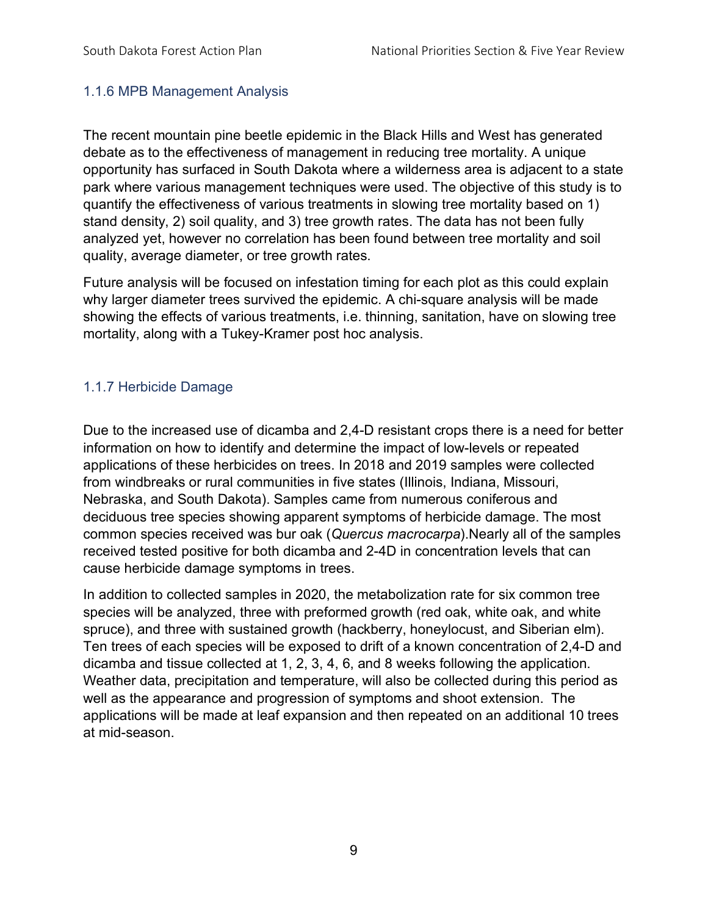### 1.1.6 MPB Management Analysis

The recent mountain pine beetle epidemic in the Black Hills and West has generated debate as to the effectiveness of management in reducing tree mortality. A unique opportunity has surfaced in South Dakota where a wilderness area is adjacent to a state park where various management techniques were used. The objective of this study is to quantify the effectiveness of various treatments in slowing tree mortality based on 1) stand density, 2) soil quality, and 3) tree growth rates. The data has not been fully analyzed yet, however no correlation has been found between tree mortality and soil quality, average diameter, or tree growth rates.

Future analysis will be focused on infestation timing for each plot as this could explain why larger diameter trees survived the epidemic. A chi-square analysis will be made showing the effects of various treatments, i.e. thinning, sanitation, have on slowing tree mortality, along with a Tukey-Kramer post hoc analysis.

### 1.1.7 Herbicide Damage

Due to the increased use of dicamba and 2,4-D resistant crops there is a need for better information on how to identify and determine the impact of low-levels or repeated applications of these herbicides on trees. In 2018 and 2019 samples were collected from windbreaks or rural communities in five states (Illinois, Indiana, Missouri, Nebraska, and South Dakota). Samples came from numerous coniferous and deciduous tree species showing apparent symptoms of herbicide damage. The most common species received was bur oak (*Quercus macrocarpa*).Nearly all of the samples received tested positive for both dicamba and 2-4D in concentration levels that can cause herbicide damage symptoms in trees.

In addition to collected samples in 2020, the metabolization rate for six common tree species will be analyzed, three with preformed growth (red oak, white oak, and white spruce), and three with sustained growth (hackberry, honeylocust, and Siberian elm). Ten trees of each species will be exposed to drift of a known concentration of 2,4-D and dicamba and tissue collected at 1, 2, 3, 4, 6, and 8 weeks following the application. Weather data, precipitation and temperature, will also be collected during this period as well as the appearance and progression of symptoms and shoot extension. The applications will be made at leaf expansion and then repeated on an additional 10 trees at mid-season.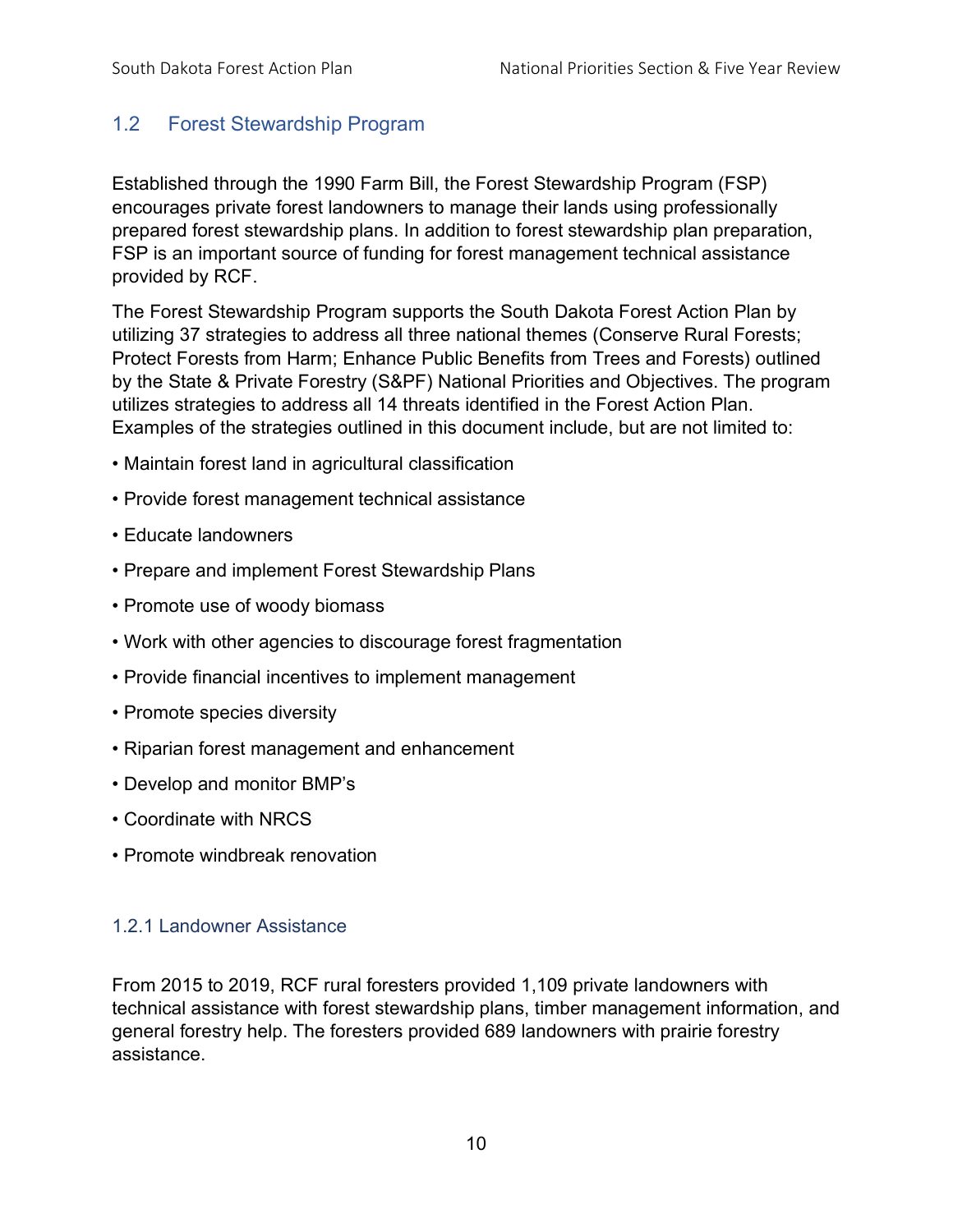## 1.2 Forest Stewardship Program

Established through the 1990 Farm Bill, the Forest Stewardship Program (FSP) encourages private forest landowners to manage their lands using professionally prepared forest stewardship plans. In addition to forest stewardship plan preparation, FSP is an important source of funding for forest management technical assistance provided by RCF.

The Forest Stewardship Program supports the South Dakota Forest Action Plan by utilizing 37 strategies to address all three national themes (Conserve Rural Forests; Protect Forests from Harm; Enhance Public Benefits from Trees and Forests) outlined by the State & Private Forestry (S&PF) National Priorities and Objectives. The program utilizes strategies to address all 14 threats identified in the Forest Action Plan. Examples of the strategies outlined in this document include, but are not limited to:

- Maintain forest land in agricultural classification
- Provide forest management technical assistance
- Educate landowners
- Prepare and implement Forest Stewardship Plans
- Promote use of woody biomass
- Work with other agencies to discourage forest fragmentation
- Provide financial incentives to implement management
- Promote species diversity
- Riparian forest management and enhancement
- Develop and monitor BMP's
- Coordinate with NRCS
- Promote windbreak renovation

### 1.2.1 Landowner Assistance

From 2015 to 2019, RCF rural foresters provided 1,109 private landowners with technical assistance with forest stewardship plans, timber management information, and general forestry help. The foresters provided 689 landowners with prairie forestry assistance.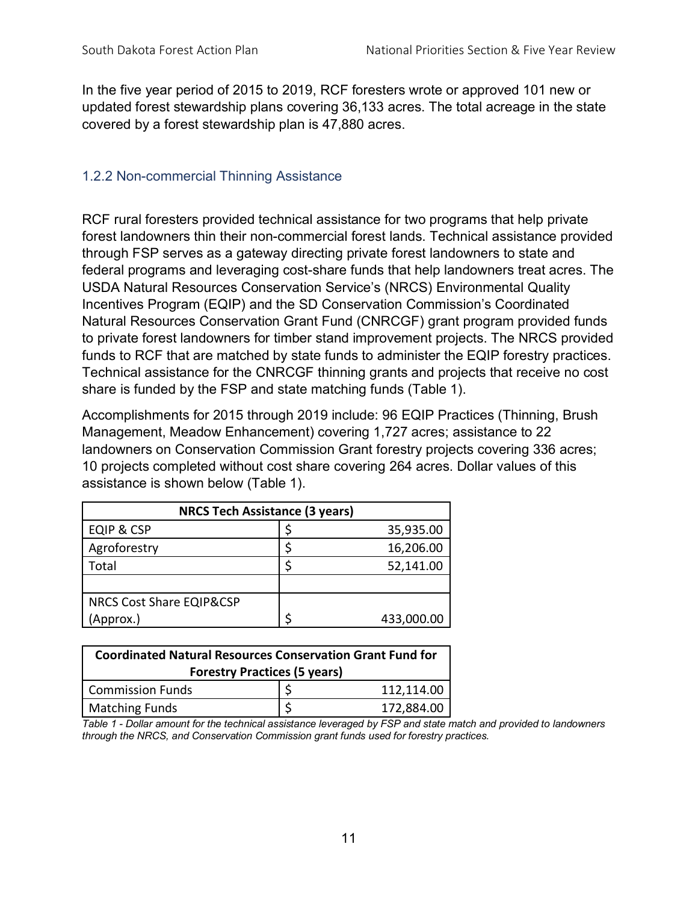In the five year period of 2015 to 2019, RCF foresters wrote or approved 101 new or updated forest stewardship plans covering 36,133 acres. The total acreage in the state covered by a forest stewardship plan is 47,880 acres.

### 1.2.2 Non-commercial Thinning Assistance

RCF rural foresters provided technical assistance for two programs that help private forest landowners thin their non-commercial forest lands. Technical assistance provided through FSP serves as a gateway directing private forest landowners to state and federal programs and leveraging cost-share funds that help landowners treat acres. The USDA Natural Resources Conservation Service's (NRCS) Environmental Quality Incentives Program (EQIP) and the SD Conservation Commission's Coordinated Natural Resources Conservation Grant Fund (CNRCGF) grant program provided funds to private forest landowners for timber stand improvement projects. The NRCS provided funds to RCF that are matched by state funds to administer the EQIP forestry practices. Technical assistance for the CNRCGF thinning grants and projects that receive no cost share is funded by the FSP and state matching funds (Table 1).

Accomplishments for 2015 through 2019 include: 96 EQIP Practices (Thinning, Brush Management, Meadow Enhancement) covering 1,727 acres; assistance to 22 landowners on Conservation Commission Grant forestry projects covering 336 acres; 10 projects completed without cost share covering 264 acres. Dollar values of this assistance is shown below (Table 1).

| NRCS Tech Assistance (3 years) | |
|---|---|
| EQIP & CSP | $ 35,935.00 |
| Agroforestry | $ 16,206.00 |
| Total | $ 52,141.00 |
| | |
| NRCS Cost Share EQIP&CSP (Approx.) | $ 433,000.00 |

| Coordinated Natural Resources Conservation Grant Fund for Forestry Practices (5 years) | |
|---|---|
| Commission Funds | $ 112,114.00 |
| Matching Funds | $ 172,884.00 |

*Table 1 - Dollar amount for the technical assistance leveraged by FSP and state match and provided to landowners through the NRCS, and Conservation Commission grant funds used for forestry practices.*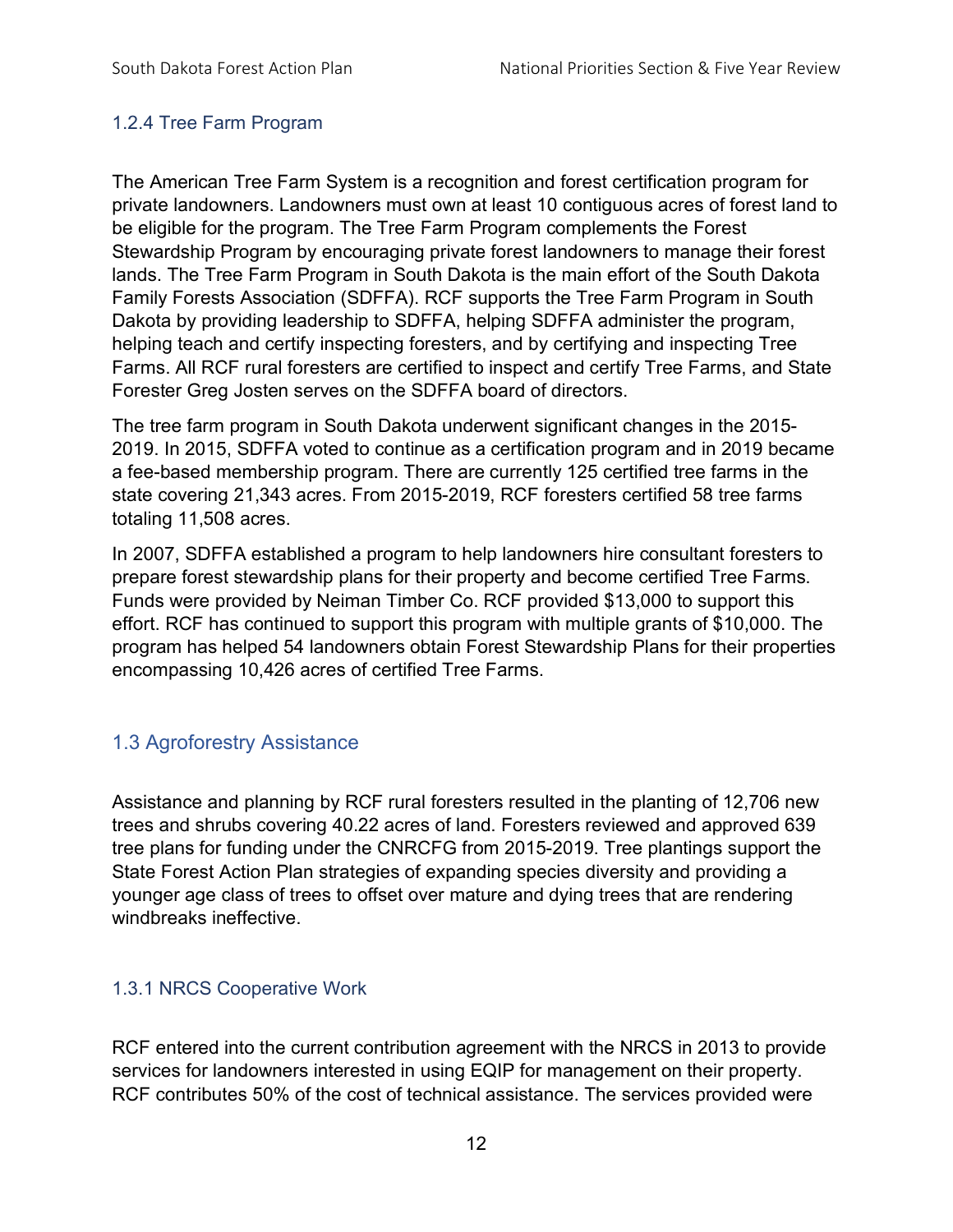### 1.2.4 Tree Farm Program

The American Tree Farm System is a recognition and forest certification program for private landowners. Landowners must own at least 10 contiguous acres of forest land to be eligible for the program. The Tree Farm Program complements the Forest Stewardship Program by encouraging private forest landowners to manage their forest lands. The Tree Farm Program in South Dakota is the main effort of the South Dakota Family Forests Association (SDFFA). RCF supports the Tree Farm Program in South Dakota by providing leadership to SDFFA, helping SDFFA administer the program, helping teach and certify inspecting foresters, and by certifying and inspecting Tree Farms. All RCF rural foresters are certified to inspect and certify Tree Farms, and State Forester Greg Josten serves on the SDFFA board of directors.

The tree farm program in South Dakota underwent significant changes in the 2015-2019. In 2015, SDFFA voted to continue as a certification program and in 2019 became a fee-based membership program. There are currently 125 certified tree farms in the state covering 21,343 acres. From 2015-2019, RCF foresters certified 58 tree farms totaling 11,508 acres.

In 2007, SDFFA established a program to help landowners hire consultant foresters to prepare forest stewardship plans for their property and become certified Tree Farms. Funds were provided by Neiman Timber Co. RCF provided $13,000 to support this effort. RCF has continued to support this program with multiple grants of $10,000. The program has helped 54 landowners obtain Forest Stewardship Plans for their properties encompassing 10,426 acres of certified Tree Farms.

## 1.3 Agroforestry Assistance

Assistance and planning by RCF rural foresters resulted in the planting of 12,706 new trees and shrubs covering 40.22 acres of land. Foresters reviewed and approved 639 tree plans for funding under the CNRCFG from 2015-2019. Tree plantings support the State Forest Action Plan strategies of expanding species diversity and providing a younger age class of trees to offset over mature and dying trees that are rendering windbreaks ineffective.

### 1.3.1 NRCS Cooperative Work

RCF entered into the current contribution agreement with the NRCS in 2013 to provide services for landowners interested in using EQIP for management on their property. RCF contributes 50% of the cost of technical assistance. The services provided were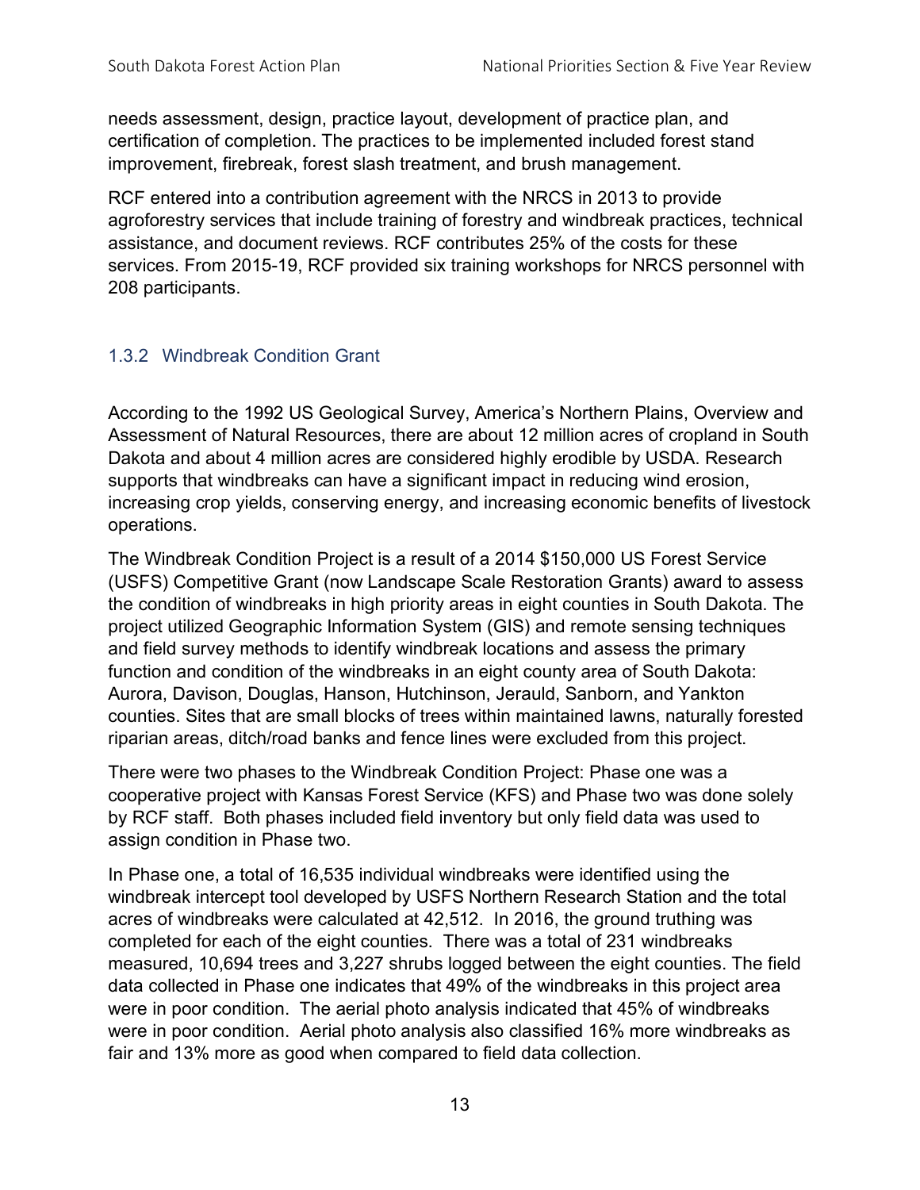needs assessment, design, practice layout, development of practice plan, and certification of completion. The practices to be implemented included forest stand improvement, firebreak, forest slash treatment, and brush management.

RCF entered into a contribution agreement with the NRCS in 2013 to provide agroforestry services that include training of forestry and windbreak practices, technical assistance, and document reviews. RCF contributes 25% of the costs for these services. From 2015-19, RCF provided six training workshops for NRCS personnel with 208 participants.

### 1.3.2 Windbreak Condition Grant

According to the 1992 US Geological Survey, America's Northern Plains, Overview and Assessment of Natural Resources, there are about 12 million acres of cropland in South Dakota and about 4 million acres are considered highly erodible by USDA. Research supports that windbreaks can have a significant impact in reducing wind erosion, increasing crop yields, conserving energy, and increasing economic benefits of livestock operations.

The Windbreak Condition Project is a result of a 2014 $150,000 US Forest Service (USFS) Competitive Grant (now Landscape Scale Restoration Grants) award to assess the condition of windbreaks in high priority areas in eight counties in South Dakota. The project utilized Geographic Information System (GIS) and remote sensing techniques and field survey methods to identify windbreak locations and assess the primary function and condition of the windbreaks in an eight county area of South Dakota: Aurora, Davison, Douglas, Hanson, Hutchinson, Jerauld, Sanborn, and Yankton counties. Sites that are small blocks of trees within maintained lawns, naturally forested riparian areas, ditch/road banks and fence lines were excluded from this project.

There were two phases to the Windbreak Condition Project: Phase one was a cooperative project with Kansas Forest Service (KFS) and Phase two was done solely by RCF staff. Both phases included field inventory but only field data was used to assign condition in Phase two.

In Phase one, a total of 16,535 individual windbreaks were identified using the windbreak intercept tool developed by USFS Northern Research Station and the total acres of windbreaks were calculated at 42,512. In 2016, the ground truthing was completed for each of the eight counties. There was a total of 231 windbreaks measured, 10,694 trees and 3,227 shrubs logged between the eight counties. The field data collected in Phase one indicates that 49% of the windbreaks in this project area were in poor condition. The aerial photo analysis indicated that 45% of windbreaks were in poor condition. Aerial photo analysis also classified 16% more windbreaks as fair and 13% more as good when compared to field data collection.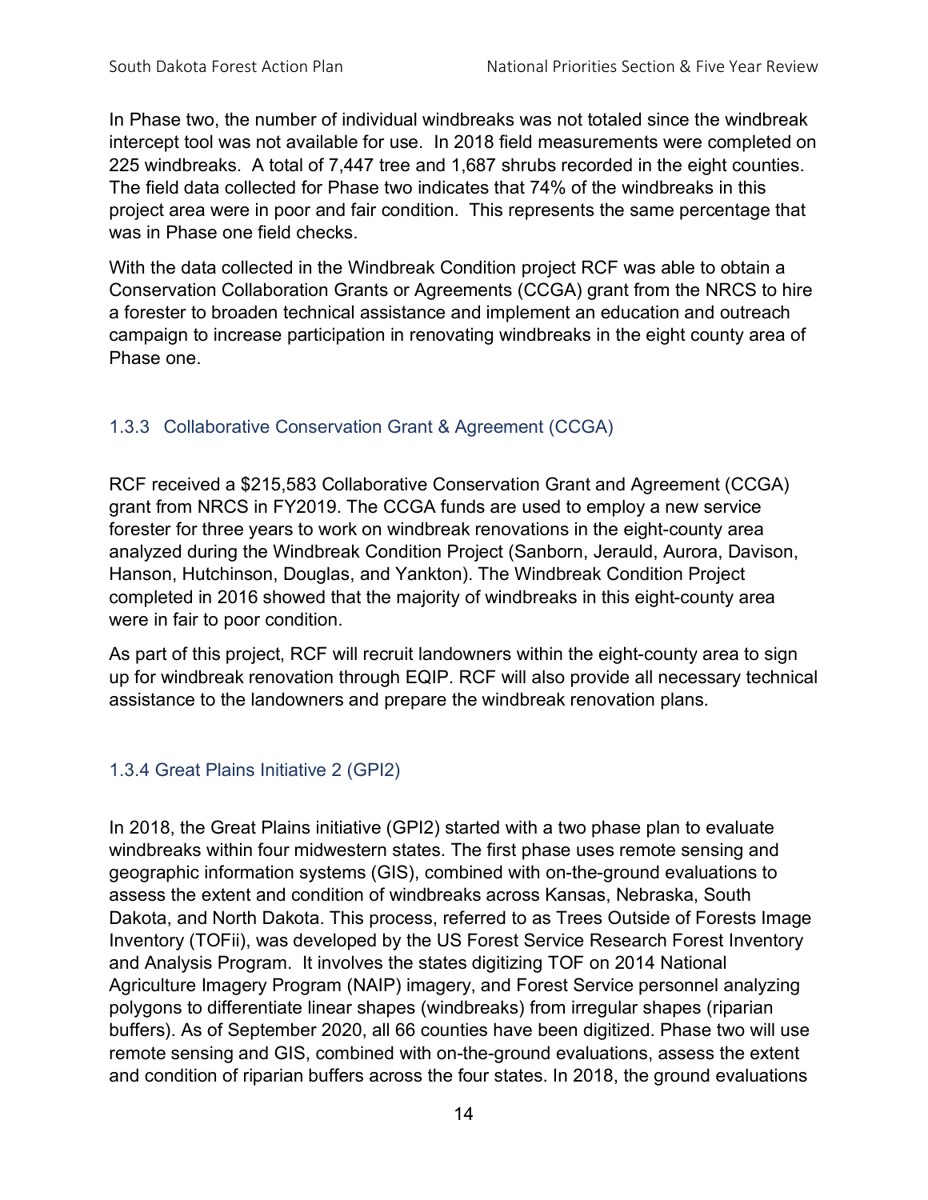In Phase two, the number of individual windbreaks was not totaled since the windbreak intercept tool was not available for use. In 2018 field measurements were completed on 225 windbreaks. A total of 7,447 tree and 1,687 shrubs recorded in the eight counties. The field data collected for Phase two indicates that 74% of the windbreaks in this project area were in poor and fair condition. This represents the same percentage that was in Phase one field checks.

With the data collected in the Windbreak Condition project RCF was able to obtain a Conservation Collaboration Grants or Agreements (CCGA) grant from the NRCS to hire a forester to broaden technical assistance and implement an education and outreach campaign to increase participation in renovating windbreaks in the eight county area of Phase one.

### 1.3.3 Collaborative Conservation Grant & Agreement (CCGA)

RCF received a $215,583 Collaborative Conservation Grant and Agreement (CCGA) grant from NRCS in FY2019. The CCGA funds are used to employ a new service forester for three years to work on windbreak renovations in the eight-county area analyzed during the Windbreak Condition Project (Sanborn, Jerauld, Aurora, Davison, Hanson, Hutchinson, Douglas, and Yankton). The Windbreak Condition Project completed in 2016 showed that the majority of windbreaks in this eight-county area were in fair to poor condition.

As part of this project, RCF will recruit landowners within the eight-county area to sign up for windbreak renovation through EQIP. RCF will also provide all necessary technical assistance to the landowners and prepare the windbreak renovation plans.

### 1.3.4 Great Plains Initiative 2 (GPI2)

In 2018, the Great Plains initiative (GPI2) started with a two phase plan to evaluate windbreaks within four midwestern states. The first phase uses remote sensing and geographic information systems (GIS), combined with on-the-ground evaluations to assess the extent and condition of windbreaks across Kansas, Nebraska, South Dakota, and North Dakota. This process, referred to as Trees Outside of Forests Image Inventory (TOFii), was developed by the US Forest Service Research Forest Inventory and Analysis Program. It involves the states digitizing TOF on 2014 National Agriculture Imagery Program (NAIP) imagery, and Forest Service personnel analyzing polygons to differentiate linear shapes (windbreaks) from irregular shapes (riparian buffers). As of September 2020, all 66 counties have been digitized. Phase two will use remote sensing and GIS, combined with on-the-ground evaluations, assess the extent and condition of riparian buffers across the four states. In 2018, the ground evaluations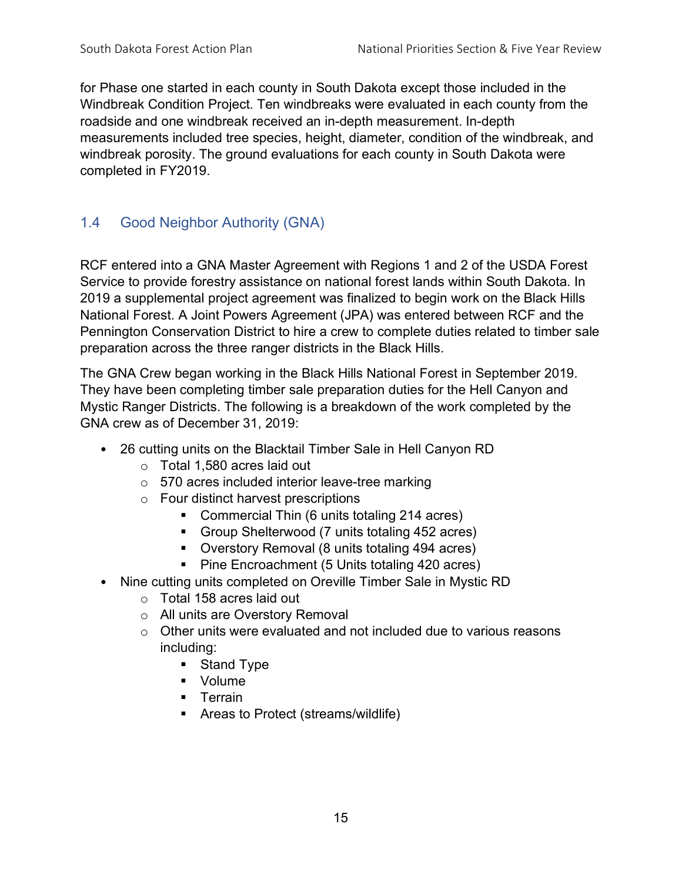for Phase one started in each county in South Dakota except those included in the Windbreak Condition Project. Ten windbreaks were evaluated in each county from the roadside and one windbreak received an in-depth measurement. In-depth measurements included tree species, height, diameter, condition of the windbreak, and windbreak porosity. The ground evaluations for each county in South Dakota were completed in FY2019.

## 1.4 Good Neighbor Authority (GNA)

RCF entered into a GNA Master Agreement with Regions 1 and 2 of the USDA Forest Service to provide forestry assistance on national forest lands within South Dakota. In 2019 a supplemental project agreement was finalized to begin work on the Black Hills National Forest. A Joint Powers Agreement (JPA) was entered between RCF and the Pennington Conservation District to hire a crew to complete duties related to timber sale preparation across the three ranger districts in the Black Hills.

The GNA Crew began working in the Black Hills National Forest in September 2019. They have been completing timber sale preparation duties for the Hell Canyon and Mystic Ranger Districts. The following is a breakdown of the work completed by the GNA crew as of December 31, 2019:

- 26 cutting units on the Blacktail Timber Sale in Hell Canyon RD
  - Total 1,580 acres laid out
  - 570 acres included interior leave-tree marking
  - Four distinct harvest prescriptions
    - Commercial Thin (6 units totaling 214 acres)
    - Group Shelterwood (7 units totaling 452 acres)
    - Overstory Removal (8 units totaling 494 acres)
    - Pine Encroachment (5 Units totaling 420 acres)
- Nine cutting units completed on Oreville Timber Sale in Mystic RD
  - Total 158 acres laid out
  - All units are Overstory Removal
  - Other units were evaluated and not included due to various reasons including:
    - Stand Type
    - Volume
    - Terrain
    - Areas to Protect (streams/wildlife)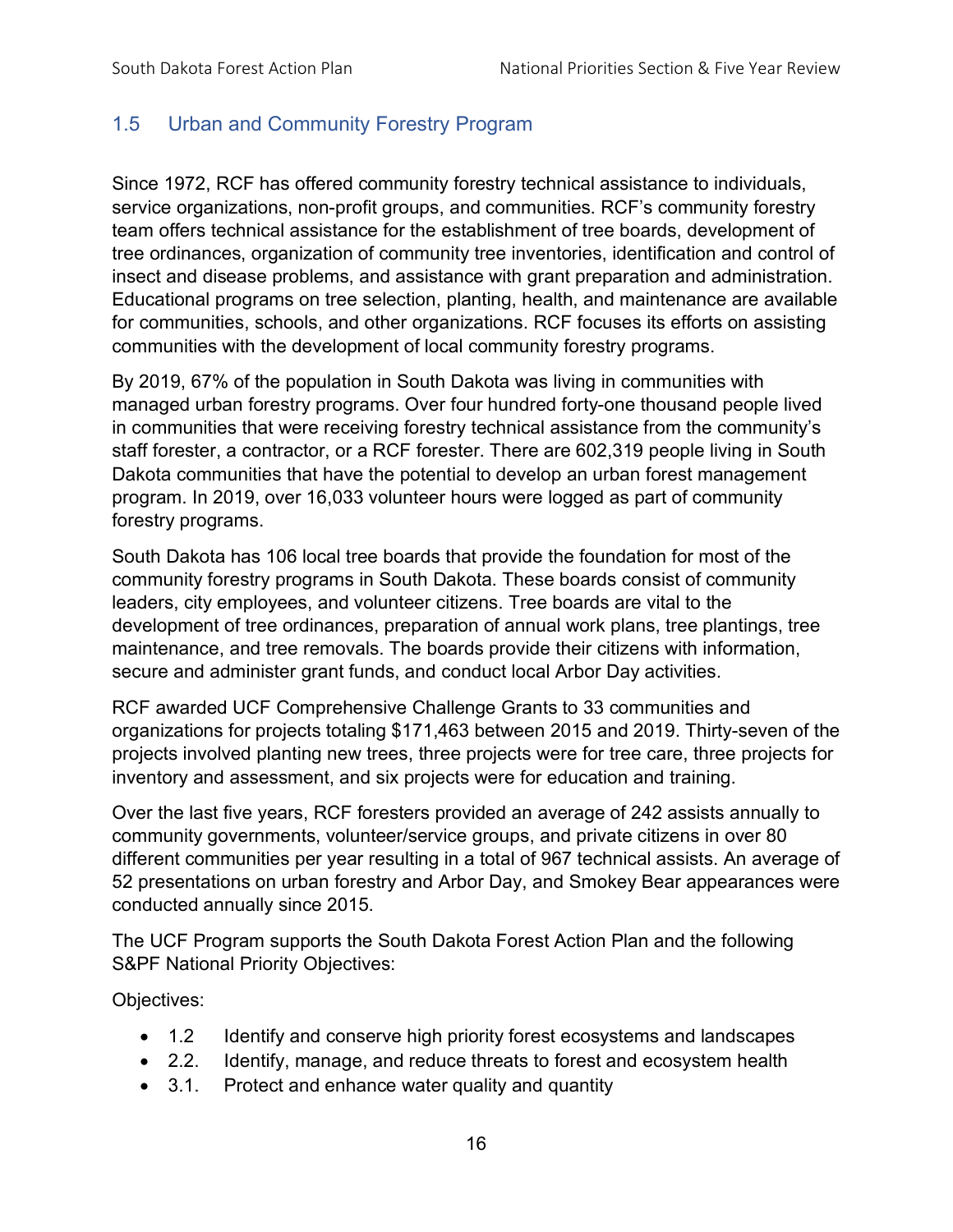## 1.5 Urban and Community Forestry Program

Since 1972, RCF has offered community forestry technical assistance to individuals, service organizations, non-profit groups, and communities. RCF's community forestry team offers technical assistance for the establishment of tree boards, development of tree ordinances, organization of community tree inventories, identification and control of insect and disease problems, and assistance with grant preparation and administration. Educational programs on tree selection, planting, health, and maintenance are available for communities, schools, and other organizations. RCF focuses its efforts on assisting communities with the development of local community forestry programs.

By 2019, 67% of the population in South Dakota was living in communities with managed urban forestry programs. Over four hundred forty-one thousand people lived in communities that were receiving forestry technical assistance from the community's staff forester, a contractor, or a RCF forester. There are 602,319 people living in South Dakota communities that have the potential to develop an urban forest management program. In 2019, over 16,033 volunteer hours were logged as part of community forestry programs.

South Dakota has 106 local tree boards that provide the foundation for most of the community forestry programs in South Dakota. These boards consist of community leaders, city employees, and volunteer citizens. Tree boards are vital to the development of tree ordinances, preparation of annual work plans, tree plantings, tree maintenance, and tree removals. The boards provide their citizens with information, secure and administer grant funds, and conduct local Arbor Day activities.

RCF awarded UCF Comprehensive Challenge Grants to 33 communities and organizations for projects totaling $171,463 between 2015 and 2019. Thirty-seven of the projects involved planting new trees, three projects were for tree care, three projects for inventory and assessment, and six projects were for education and training.

Over the last five years, RCF foresters provided an average of 242 assists annually to community governments, volunteer/service groups, and private citizens in over 80 different communities per year resulting in a total of 967 technical assists. An average of 52 presentations on urban forestry and Arbor Day, and Smokey Bear appearances were conducted annually since 2015.

The UCF Program supports the South Dakota Forest Action Plan and the following S&PF National Priority Objectives:

Objectives:

- 1.2 Identify and conserve high priority forest ecosystems and landscapes
- 2.2. Identify, manage, and reduce threats to forest and ecosystem health
- 3.1. Protect and enhance water quality and quantity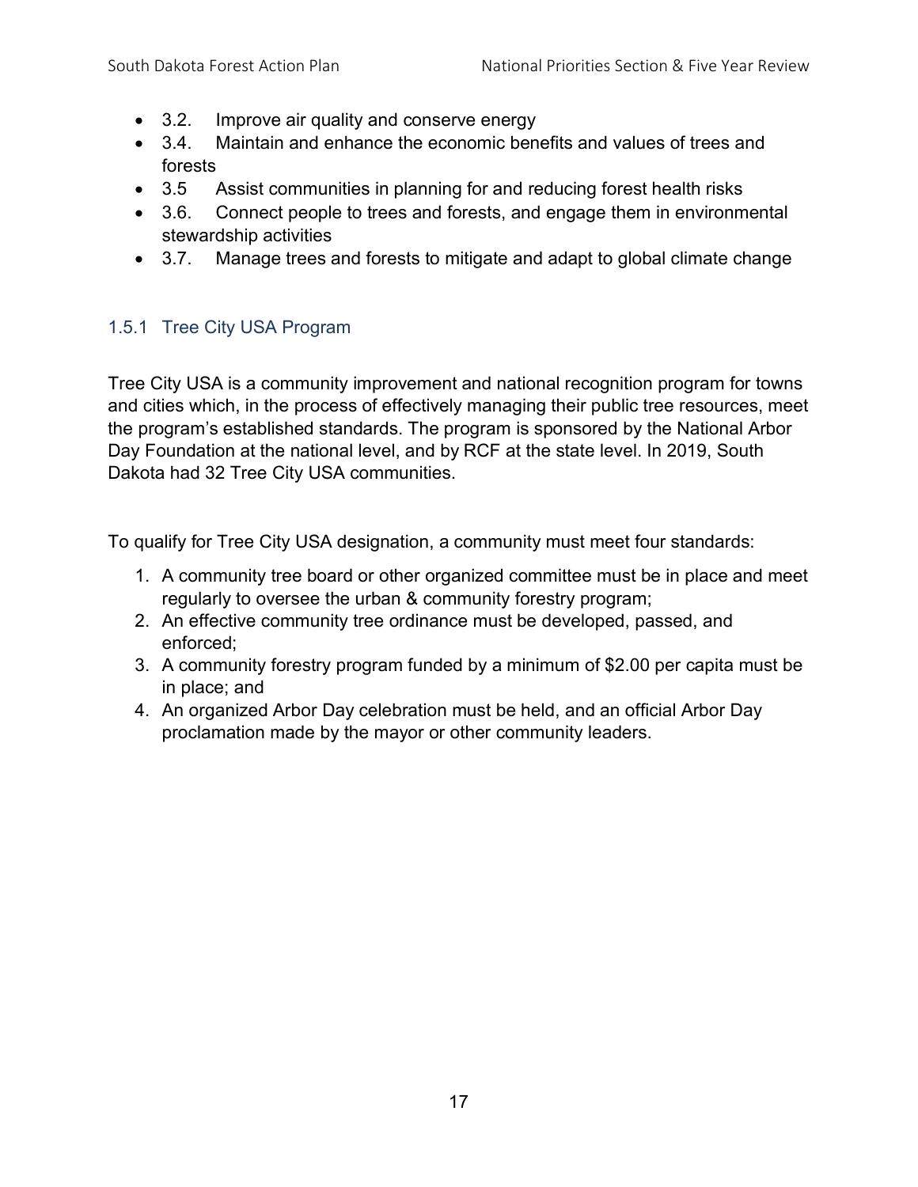- 3.2. Improve air quality and conserve energy
- 3.4. Maintain and enhance the economic benefits and values of trees and forests
- 3.5 Assist communities in planning for and reducing forest health risks
- 3.6. Connect people to trees and forests, and engage them in environmental stewardship activities
- 3.7. Manage trees and forests to mitigate and adapt to global climate change

### 1.5.1 Tree City USA Program

Tree City USA is a community improvement and national recognition program for towns and cities which, in the process of effectively managing their public tree resources, meet the program's established standards. The program is sponsored by the National Arbor Day Foundation at the national level, and by RCF at the state level. In 2019, South Dakota had 32 Tree City USA communities.

To qualify for Tree City USA designation, a community must meet four standards:

1. A community tree board or other organized committee must be in place and meet regularly to oversee the urban & community forestry program;
2. An effective community tree ordinance must be developed, passed, and enforced;
3. A community forestry program funded by a minimum of $2.00 per capita must be in place; and
4. An organized Arbor Day celebration must be held, and an official Arbor Day proclamation made by the mayor or other community leaders.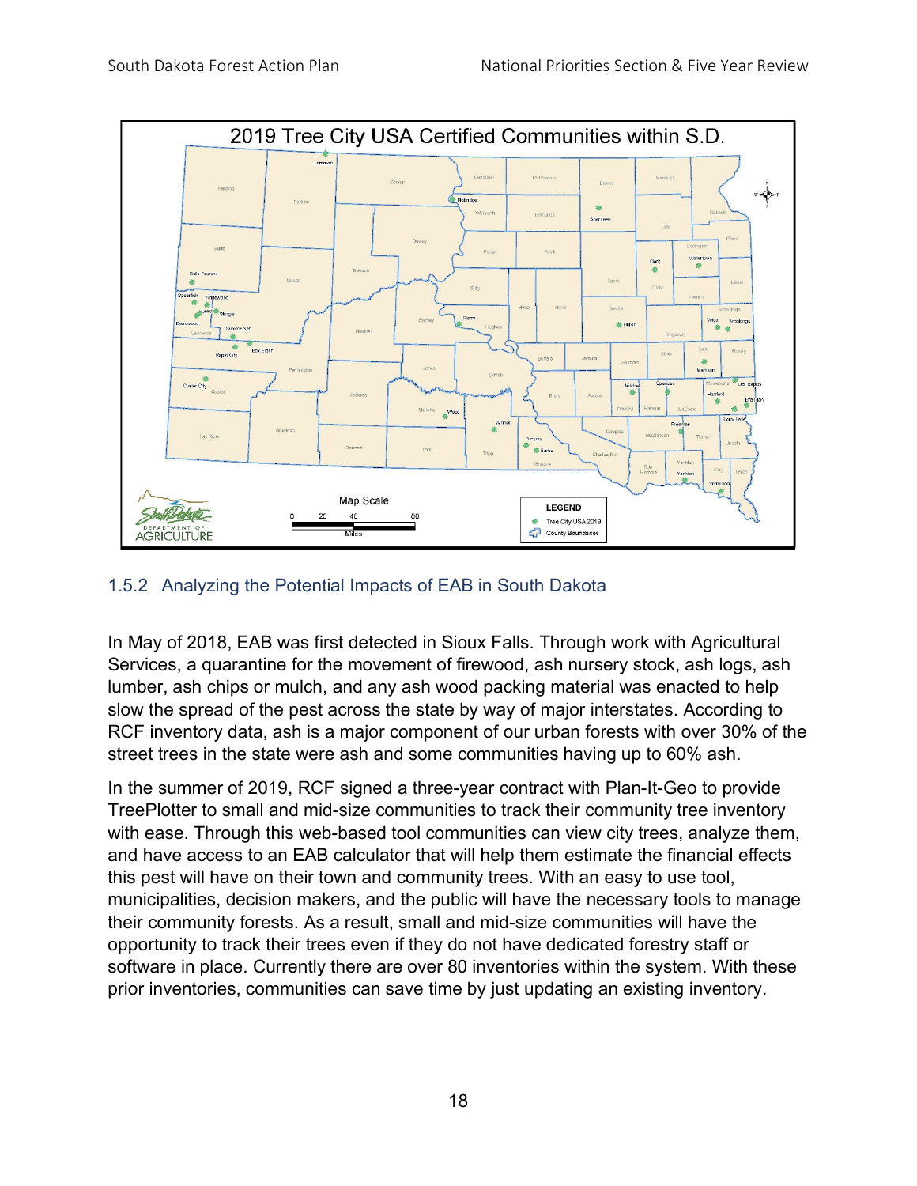2019 Tree City USA Certified Communities within S.D.

### 1.5.2 Analyzing the Potential Impacts of EAB in South Dakota

In May of 2018, EAB was first detected in Sioux Falls. Through work with Agricultural Services, a quarantine for the movement of firewood, ash nursery stock, ash logs, ash lumber, ash chips or mulch, and any ash wood packing material was enacted to help slow the spread of the pest across the state by way of major interstates. According to RCF inventory data, ash is a major component of our urban forests with over 30% of the street trees in the state were ash and some communities having up to 60% ash.

In the summer of 2019, RCF signed a three-year contract with Plan-It-Geo to provide TreePlotter to small and mid-size communities to track their community tree inventory with ease. Through this web-based tool communities can view city trees, analyze them, and have access to an EAB calculator that will help them estimate the financial effects this pest will have on their town and community trees. With an easy to use tool, municipalities, decision makers, and the public will have the necessary tools to manage their community forests. As a result, small and mid-size communities will have the opportunity to track their trees even if they do not have dedicated forestry staff or software in place. Currently there are over 80 inventories within the system. With these prior inventories, communities can save time by just updating an existing inventory.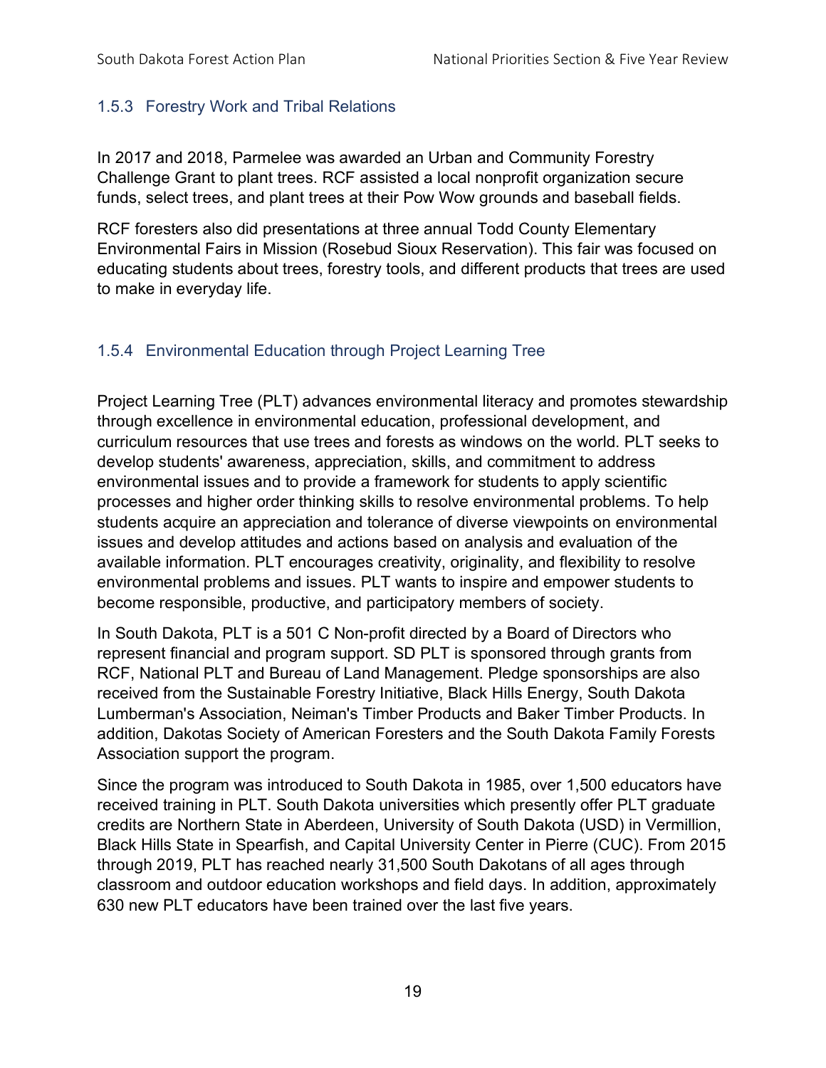### 1.5.3 Forestry Work and Tribal Relations

In 2017 and 2018, Parmelee was awarded an Urban and Community Forestry Challenge Grant to plant trees. RCF assisted a local nonprofit organization secure funds, select trees, and plant trees at their Pow Wow grounds and baseball fields.

RCF foresters also did presentations at three annual Todd County Elementary Environmental Fairs in Mission (Rosebud Sioux Reservation). This fair was focused on educating students about trees, forestry tools, and different products that trees are used to make in everyday life.

### 1.5.4 Environmental Education through Project Learning Tree

Project Learning Tree (PLT) advances environmental literacy and promotes stewardship through excellence in environmental education, professional development, and curriculum resources that use trees and forests as windows on the world. PLT seeks to develop students' awareness, appreciation, skills, and commitment to address environmental issues and to provide a framework for students to apply scientific processes and higher order thinking skills to resolve environmental problems. To help students acquire an appreciation and tolerance of diverse viewpoints on environmental issues and develop attitudes and actions based on analysis and evaluation of the available information. PLT encourages creativity, originality, and flexibility to resolve environmental problems and issues. PLT wants to inspire and empower students to become responsible, productive, and participatory members of society.

In South Dakota, PLT is a 501 C Non-profit directed by a Board of Directors who represent financial and program support. SD PLT is sponsored through grants from RCF, National PLT and Bureau of Land Management. Pledge sponsorships are also received from the Sustainable Forestry Initiative, Black Hills Energy, South Dakota Lumberman's Association, Neiman's Timber Products and Baker Timber Products. In addition, Dakotas Society of American Foresters and the South Dakota Family Forests Association support the program.

Since the program was introduced to South Dakota in 1985, over 1,500 educators have received training in PLT. South Dakota universities which presently offer PLT graduate credits are Northern State in Aberdeen, University of South Dakota (USD) in Vermillion, Black Hills State in Spearfish, and Capital University Center in Pierre (CUC). From 2015 through 2019, PLT has reached nearly 31,500 South Dakotans of all ages through classroom and outdoor education workshops and field days. In addition, approximately 630 new PLT educators have been trained over the last five years.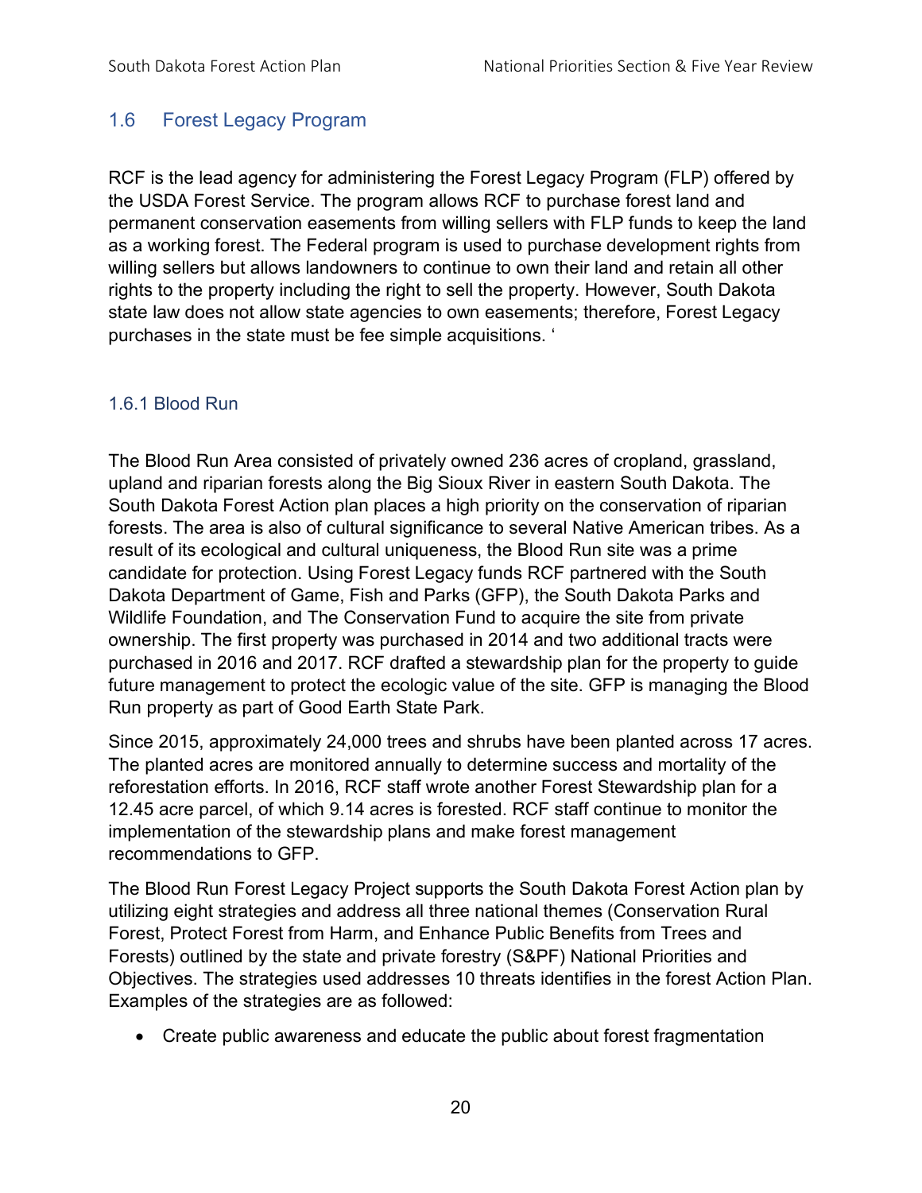## 1.6 Forest Legacy Program

RCF is the lead agency for administering the Forest Legacy Program (FLP) offered by the USDA Forest Service. The program allows RCF to purchase forest land and permanent conservation easements from willing sellers with FLP funds to keep the land as a working forest. The Federal program is used to purchase development rights from willing sellers but allows landowners to continue to own their land and retain all other rights to the property including the right to sell the property. However, South Dakota state law does not allow state agencies to own easements; therefore, Forest Legacy purchases in the state must be fee simple acquisitions. '

### 1.6.1 Blood Run

The Blood Run Area consisted of privately owned 236 acres of cropland, grassland, upland and riparian forests along the Big Sioux River in eastern South Dakota. The South Dakota Forest Action plan places a high priority on the conservation of riparian forests. The area is also of cultural significance to several Native American tribes. As a result of its ecological and cultural uniqueness, the Blood Run site was a prime candidate for protection. Using Forest Legacy funds RCF partnered with the South Dakota Department of Game, Fish and Parks (GFP), the South Dakota Parks and Wildlife Foundation, and The Conservation Fund to acquire the site from private ownership. The first property was purchased in 2014 and two additional tracts were purchased in 2016 and 2017. RCF drafted a stewardship plan for the property to guide future management to protect the ecologic value of the site. GFP is managing the Blood Run property as part of Good Earth State Park.

Since 2015, approximately 24,000 trees and shrubs have been planted across 17 acres. The planted acres are monitored annually to determine success and mortality of the reforestation efforts. In 2016, RCF staff wrote another Forest Stewardship plan for a 12.45 acre parcel, of which 9.14 acres is forested. RCF staff continue to monitor the implementation of the stewardship plans and make forest management recommendations to GFP.

The Blood Run Forest Legacy Project supports the South Dakota Forest Action plan by utilizing eight strategies and address all three national themes (Conservation Rural Forest, Protect Forest from Harm, and Enhance Public Benefits from Trees and Forests) outlined by the state and private forestry (S&PF) National Priorities and Objectives. The strategies used addresses 10 threats identifies in the forest Action Plan. Examples of the strategies are as followed:

- Create public awareness and educate the public about forest fragmentation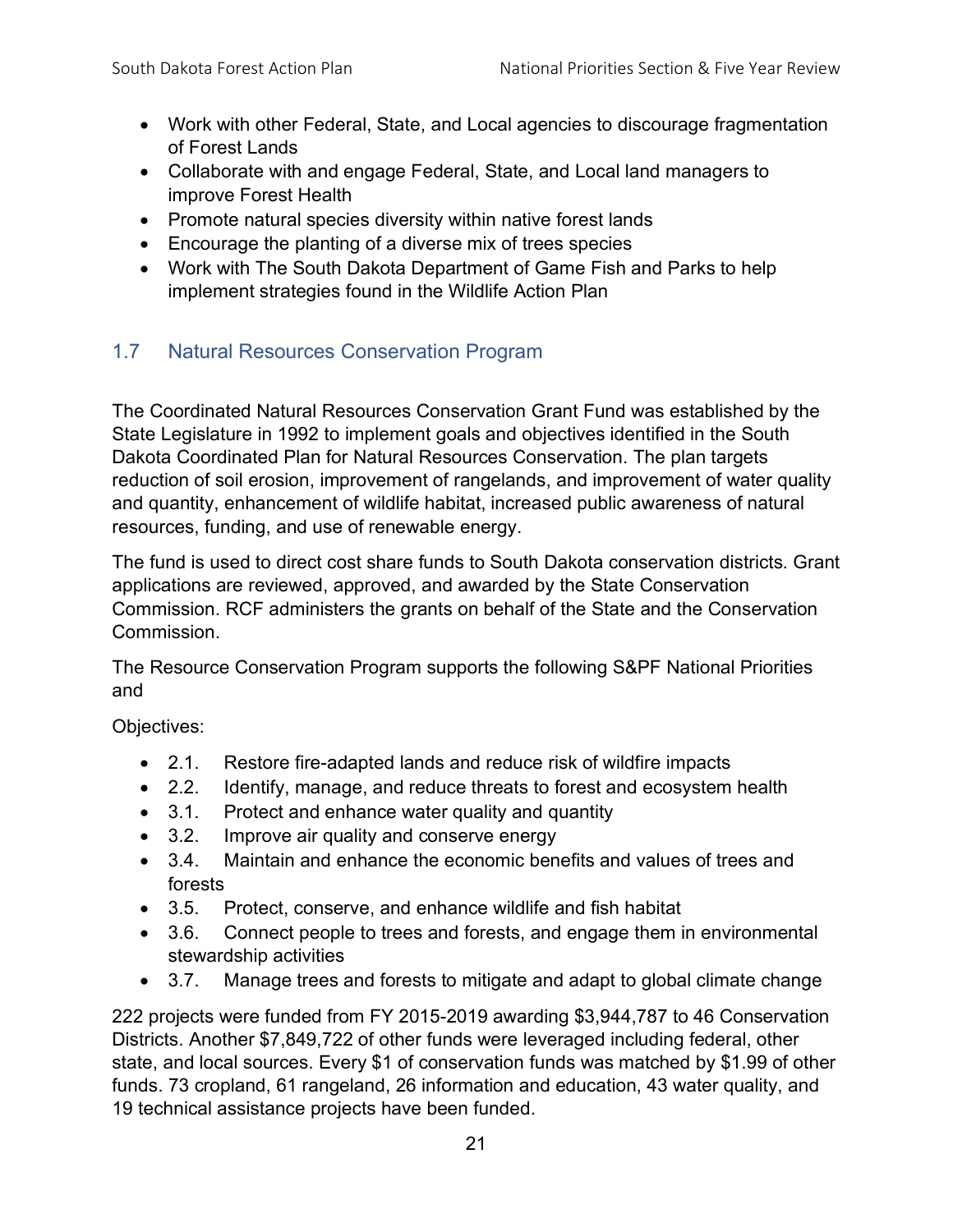- Work with other Federal, State, and Local agencies to discourage fragmentation of Forest Lands
- Collaborate with and engage Federal, State, and Local land managers to improve Forest Health
- Promote natural species diversity within native forest lands
- Encourage the planting of a diverse mix of trees species
- Work with The South Dakota Department of Game Fish and Parks to help implement strategies found in the Wildlife Action Plan

## 1.7 Natural Resources Conservation Program

The Coordinated Natural Resources Conservation Grant Fund was established by the State Legislature in 1992 to implement goals and objectives identified in the South Dakota Coordinated Plan for Natural Resources Conservation. The plan targets reduction of soil erosion, improvement of rangelands, and improvement of water quality and quantity, enhancement of wildlife habitat, increased public awareness of natural resources, funding, and use of renewable energy.

The fund is used to direct cost share funds to South Dakota conservation districts. Grant applications are reviewed, approved, and awarded by the State Conservation Commission. RCF administers the grants on behalf of the State and the Conservation Commission.

The Resource Conservation Program supports the following S&PF National Priorities and

Objectives:

- 2.1. Restore fire-adapted lands and reduce risk of wildfire impacts
- 2.2. Identify, manage, and reduce threats to forest and ecosystem health
- 3.1. Protect and enhance water quality and quantity
- 3.2. Improve air quality and conserve energy
- 3.4. Maintain and enhance the economic benefits and values of trees and forests
- 3.5. Protect, conserve, and enhance wildlife and fish habitat
- 3.6. Connect people to trees and forests, and engage them in environmental stewardship activities
- 3.7. Manage trees and forests to mitigate and adapt to global climate change

222 projects were funded from FY 2015-2019 awarding $3,944,787 to 46 Conservation Districts. Another $7,849,722 of other funds were leveraged including federal, other state, and local sources. Every $1 of conservation funds was matched by $1.99 of other funds. 73 cropland, 61 rangeland, 26 information and education, 43 water quality, and 19 technical assistance projects have been funded.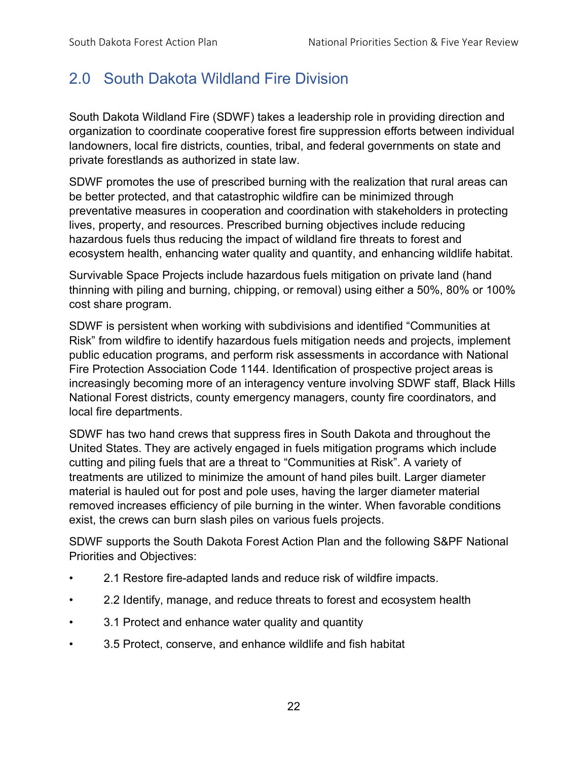## 2.0 South Dakota Wildland Fire Division

South Dakota Wildland Fire (SDWF) takes a leadership role in providing direction and organization to coordinate cooperative forest fire suppression efforts between individual landowners, local fire districts, counties, tribal, and federal governments on state and private forestlands as authorized in state law.

SDWF promotes the use of prescribed burning with the realization that rural areas can be better protected, and that catastrophic wildfire can be minimized through preventative measures in cooperation and coordination with stakeholders in protecting lives, property, and resources. Prescribed burning objectives include reducing hazardous fuels thus reducing the impact of wildland fire threats to forest and ecosystem health, enhancing water quality and quantity, and enhancing wildlife habitat.

Survivable Space Projects include hazardous fuels mitigation on private land (hand thinning with piling and burning, chipping, or removal) using either a 50%, 80% or 100% cost share program.

SDWF is persistent when working with subdivisions and identified "Communities at Risk" from wildfire to identify hazardous fuels mitigation needs and projects, implement public education programs, and perform risk assessments in accordance with National Fire Protection Association Code 1144. Identification of prospective project areas is increasingly becoming more of an interagency venture involving SDWF staff, Black Hills National Forest districts, county emergency managers, county fire coordinators, and local fire departments.

SDWF has two hand crews that suppress fires in South Dakota and throughout the United States. They are actively engaged in fuels mitigation programs which include cutting and piling fuels that are a threat to "Communities at Risk". A variety of treatments are utilized to minimize the amount of hand piles built. Larger diameter material is hauled out for post and pole uses, having the larger diameter material removed increases efficiency of pile burning in the winter. When favorable conditions exist, the crews can burn slash piles on various fuels projects.

SDWF supports the South Dakota Forest Action Plan and the following S&PF National Priorities and Objectives:

- 2.1 Restore fire-adapted lands and reduce risk of wildfire impacts.
- 2.2 Identify, manage, and reduce threats to forest and ecosystem health
- 3.1 Protect and enhance water quality and quantity
- 3.5 Protect, conserve, and enhance wildlife and fish habitat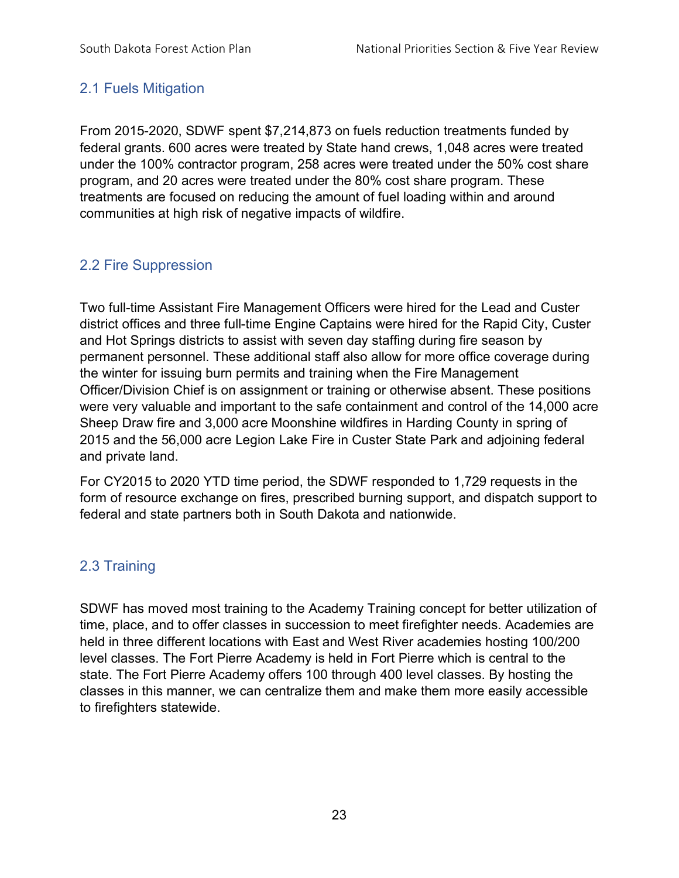## 2.1 Fuels Mitigation

From 2015-2020, SDWF spent $7,214,873 on fuels reduction treatments funded by federal grants. 600 acres were treated by State hand crews, 1,048 acres were treated under the 100% contractor program, 258 acres were treated under the 50% cost share program, and 20 acres were treated under the 80% cost share program. These treatments are focused on reducing the amount of fuel loading within and around communities at high risk of negative impacts of wildfire.

## 2.2 Fire Suppression

Two full-time Assistant Fire Management Officers were hired for the Lead and Custer district offices and three full-time Engine Captains were hired for the Rapid City, Custer and Hot Springs districts to assist with seven day staffing during fire season by permanent personnel. These additional staff also allow for more office coverage during the winter for issuing burn permits and training when the Fire Management Officer/Division Chief is on assignment or training or otherwise absent. These positions were very valuable and important to the safe containment and control of the 14,000 acre Sheep Draw fire and 3,000 acre Moonshine wildfires in Harding County in spring of 2015 and the 56,000 acre Legion Lake Fire in Custer State Park and adjoining federal and private land.

For CY2015 to 2020 YTD time period, the SDWF responded to 1,729 requests in the form of resource exchange on fires, prescribed burning support, and dispatch support to federal and state partners both in South Dakota and nationwide.

## 2.3 Training

SDWF has moved most training to the Academy Training concept for better utilization of time, place, and to offer classes in succession to meet firefighter needs. Academies are held in three different locations with East and West River academies hosting 100/200 level classes. The Fort Pierre Academy is held in Fort Pierre which is central to the state. The Fort Pierre Academy offers 100 through 400 level classes. By hosting the classes in this manner, we can centralize them and make them more easily accessible to firefighters statewide.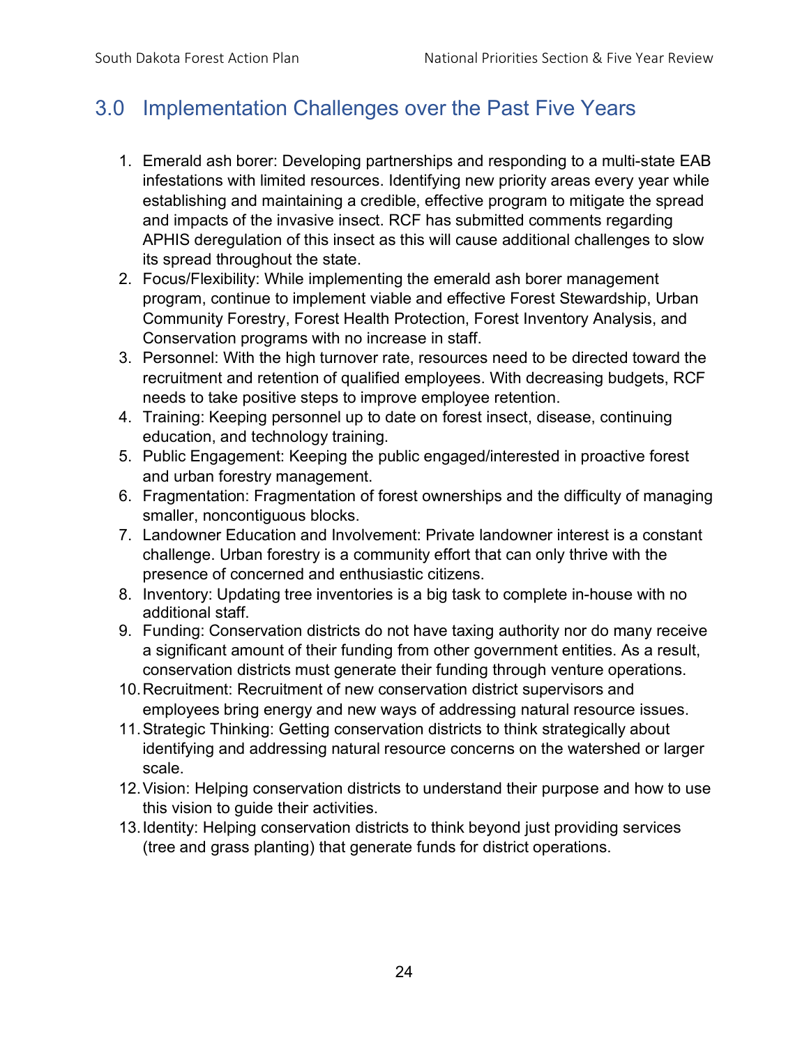## 3.0 Implementation Challenges over the Past Five Years

1. Emerald ash borer: Developing partnerships and responding to a multi-state EAB infestations with limited resources. Identifying new priority areas every year while establishing and maintaining a credible, effective program to mitigate the spread and impacts of the invasive insect. RCF has submitted comments regarding APHIS deregulation of this insect as this will cause additional challenges to slow its spread throughout the state.
2. Focus/Flexibility: While implementing the emerald ash borer management program, continue to implement viable and effective Forest Stewardship, Urban Community Forestry, Forest Health Protection, Forest Inventory Analysis, and Conservation programs with no increase in staff.
3. Personnel: With the high turnover rate, resources need to be directed toward the recruitment and retention of qualified employees. With decreasing budgets, RCF needs to take positive steps to improve employee retention.
4. Training: Keeping personnel up to date on forest insect, disease, continuing education, and technology training.
5. Public Engagement: Keeping the public engaged/interested in proactive forest and urban forestry management.
6. Fragmentation: Fragmentation of forest ownerships and the difficulty of managing smaller, noncontiguous blocks.
7. Landowner Education and Involvement: Private landowner interest is a constant challenge. Urban forestry is a community effort that can only thrive with the presence of concerned and enthusiastic citizens.
8. Inventory: Updating tree inventories is a big task to complete in-house with no additional staff.
9. Funding: Conservation districts do not have taxing authority nor do many receive a significant amount of their funding from other government entities. As a result, conservation districts must generate their funding through venture operations.
10. Recruitment: Recruitment of new conservation district supervisors and employees bring energy and new ways of addressing natural resource issues.
11. Strategic Thinking: Getting conservation districts to think strategically about identifying and addressing natural resource concerns on the watershed or larger scale.
12. Vision: Helping conservation districts to understand their purpose and how to use this vision to guide their activities.
13. Identity: Helping conservation districts to think beyond just providing services (tree and grass planting) that generate funds for district operations.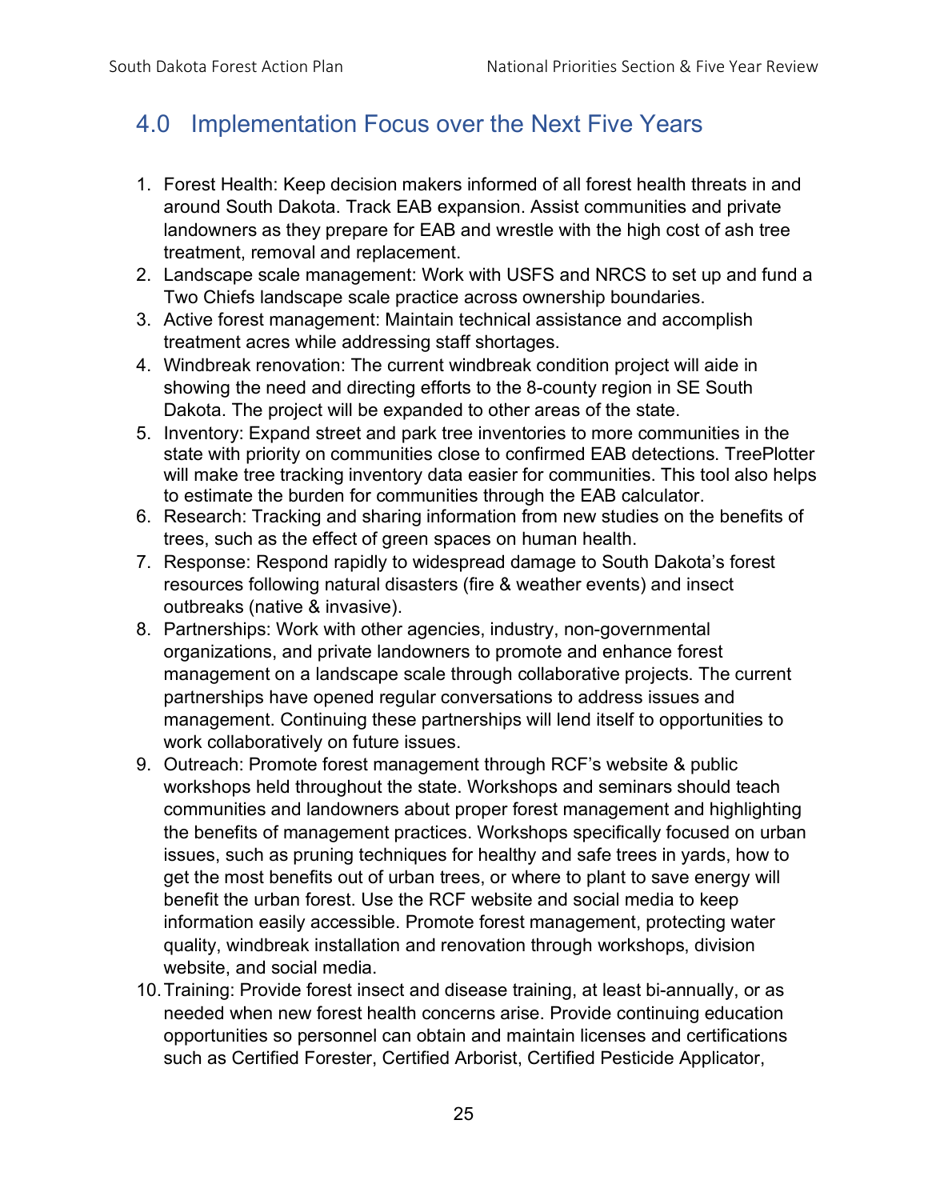## 4.0 Implementation Focus over the Next Five Years

1. Forest Health: Keep decision makers informed of all forest health threats in and around South Dakota. Track EAB expansion. Assist communities and private landowners as they prepare for EAB and wrestle with the high cost of ash tree treatment, removal and replacement.
2. Landscape scale management: Work with USFS and NRCS to set up and fund a Two Chiefs landscape scale practice across ownership boundaries.
3. Active forest management: Maintain technical assistance and accomplish treatment acres while addressing staff shortages.
4. Windbreak renovation: The current windbreak condition project will aide in showing the need and directing efforts to the 8-county region in SE South Dakota. The project will be expanded to other areas of the state.
5. Inventory: Expand street and park tree inventories to more communities in the state with priority on communities close to confirmed EAB detections. TreePlotter will make tree tracking inventory data easier for communities. This tool also helps to estimate the burden for communities through the EAB calculator.
6. Research: Tracking and sharing information from new studies on the benefits of trees, such as the effect of green spaces on human health.
7. Response: Respond rapidly to widespread damage to South Dakota's forest resources following natural disasters (fire & weather events) and insect outbreaks (native & invasive).
8. Partnerships: Work with other agencies, industry, non-governmental organizations, and private landowners to promote and enhance forest management on a landscape scale through collaborative projects. The current partnerships have opened regular conversations to address issues and management. Continuing these partnerships will lend itself to opportunities to work collaboratively on future issues.
9. Outreach: Promote forest management through RCF's website & public workshops held throughout the state. Workshops and seminars should teach communities and landowners about proper forest management and highlighting the benefits of management practices. Workshops specifically focused on urban issues, such as pruning techniques for healthy and safe trees in yards, how to get the most benefits out of urban trees, or where to plant to save energy will benefit the urban forest. Use the RCF website and social media to keep information easily accessible. Promote forest management, protecting water quality, windbreak installation and renovation through workshops, division website, and social media.
10. Training: Provide forest insect and disease training, at least bi-annually, or as needed when new forest health concerns arise. Provide continuing education opportunities so personnel can obtain and maintain licenses and certifications such as Certified Forester, Certified Arborist, Certified Pesticide Applicator,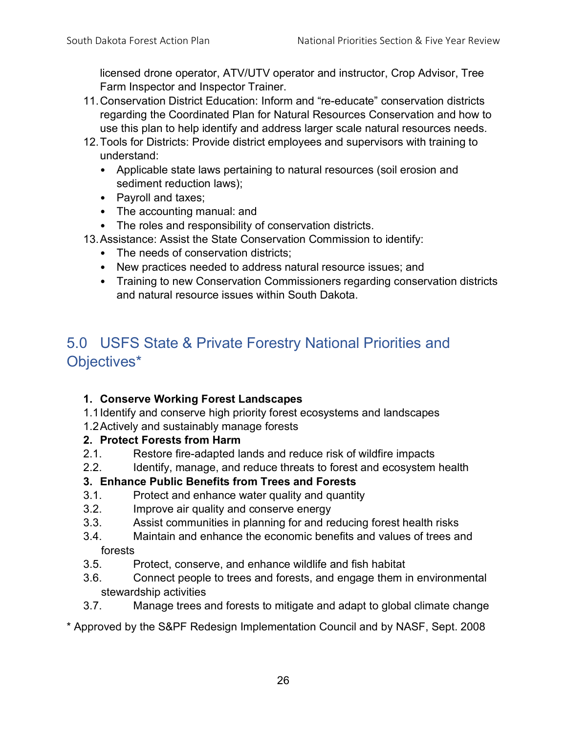licensed drone operator, ATV/UTV operator and instructor, Crop Advisor, Tree Farm Inspector and Inspector Trainer.

11. Conservation District Education: Inform and "re-educate" conservation districts regarding the Coordinated Plan for Natural Resources Conservation and how to use this plan to help identify and address larger scale natural resources needs.
12. Tools for Districts: Provide district employees and supervisors with training to understand:
    - Applicable state laws pertaining to natural resources (soil erosion and sediment reduction laws);
    - Payroll and taxes;
    - The accounting manual: and
    - The roles and responsibility of conservation districts.
13. Assistance: Assist the State Conservation Commission to identify:
    - The needs of conservation districts;
    - New practices needed to address natural resource issues; and
    - Training to new Conservation Commissioners regarding conservation districts and natural resource issues within South Dakota.

## 5.0 USFS State & Private Forestry National Priorities and Objectives*

**1. Conserve Working Forest Landscapes**

1.1 Identify and conserve high priority forest ecosystems and landscapes

1.2 Actively and sustainably manage forests

**2. Protect Forests from Harm**

2.1. Restore fire-adapted lands and reduce risk of wildfire impacts

2.2. Identify, manage, and reduce threats to forest and ecosystem health

**3. Enhance Public Benefits from Trees and Forests**

3.1. Protect and enhance water quality and quantity

3.2. Improve air quality and conserve energy

3.3. Assist communities in planning for and reducing forest health risks

3.4. Maintain and enhance the economic benefits and values of trees and forests

3.5. Protect, conserve, and enhance wildlife and fish habitat

3.6. Connect people to trees and forests, and engage them in environmental stewardship activities

3.7. Manage trees and forests to mitigate and adapt to global climate change

\* Approved by the S&PF Redesign Implementation Council and by NASF, Sept. 2008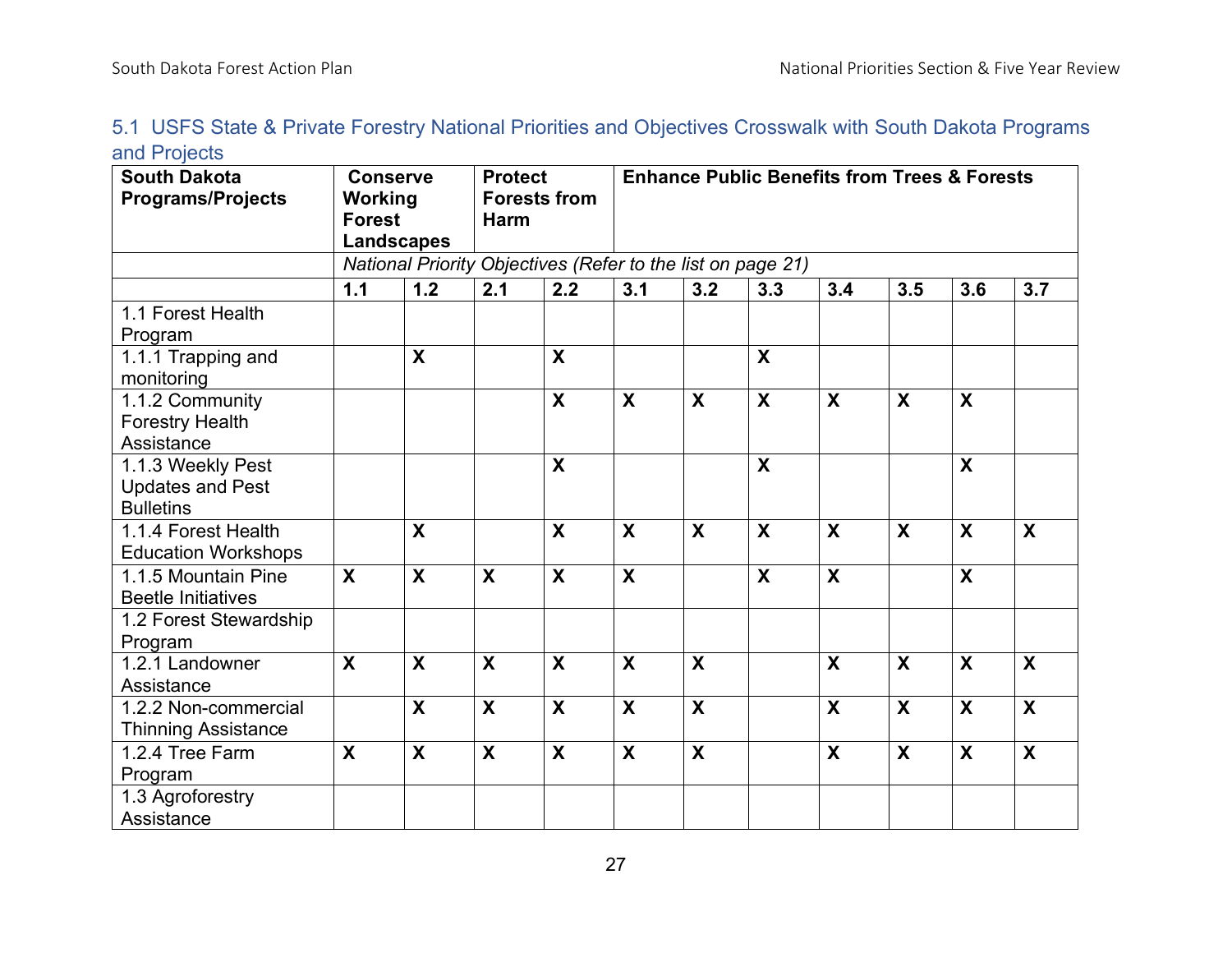## 5.1 USFS State & Private Forestry National Priorities and Objectives Crosswalk with South Dakota Programs and Projects

| South Dakota Programs/Projects | Conserve Working Forest Landscapes | | Protect Forests from Harm | | Enhance Public Benefits from Trees & Forests | | | | | | |
|---|---|---|---|---|---|---|---|---|---|---|---|
| | *National Priority Objectives (Refer to the list on page 21)* | | | | | | | | | | |
| | **1.1** | **1.2** | **2.1** | **2.2** | **3.1** | **3.2** | **3.3** | **3.4** | **3.5** | **3.6** | **3.7** |
| 1.1 Forest Health Program | | | | | | | | | | | |
| 1.1.1 Trapping and monitoring | | **X** | | **X** | | | **X** | | | | |
| 1.1.2 Community Forestry Health Assistance | | | | **X** | **X** | **X** | **X** | **X** | **X** | **X** | |
| 1.1.3 Weekly Pest Updates and Pest Bulletins | | | | **X** | | | **X** | | | **X** | |
| 1.1.4 Forest Health Education Workshops | | **X** | | **X** | **X** | **X** | **X** | **X** | **X** | **X** | **X** |
| 1.1.5 Mountain Pine Beetle Initiatives | **X** | **X** | **X** | **X** | **X** | | **X** | **X** | | **X** | |
| 1.2 Forest Stewardship Program | | | | | | | | | | | |
| 1.2.1 Landowner Assistance | **X** | **X** | **X** | **X** | **X** | **X** | | **X** | **X** | **X** | **X** |
| 1.2.2 Non-commercial Thinning Assistance | | **X** | **X** | **X** | **X** | **X** | | **X** | **X** | **X** | **X** |
| 1.2.4 Tree Farm Program | **X** | **X** | **X** | **X** | **X** | **X** | | **X** | **X** | **X** | **X** |
| 1.3 Agroforestry Assistance | | | | | | | | | | | |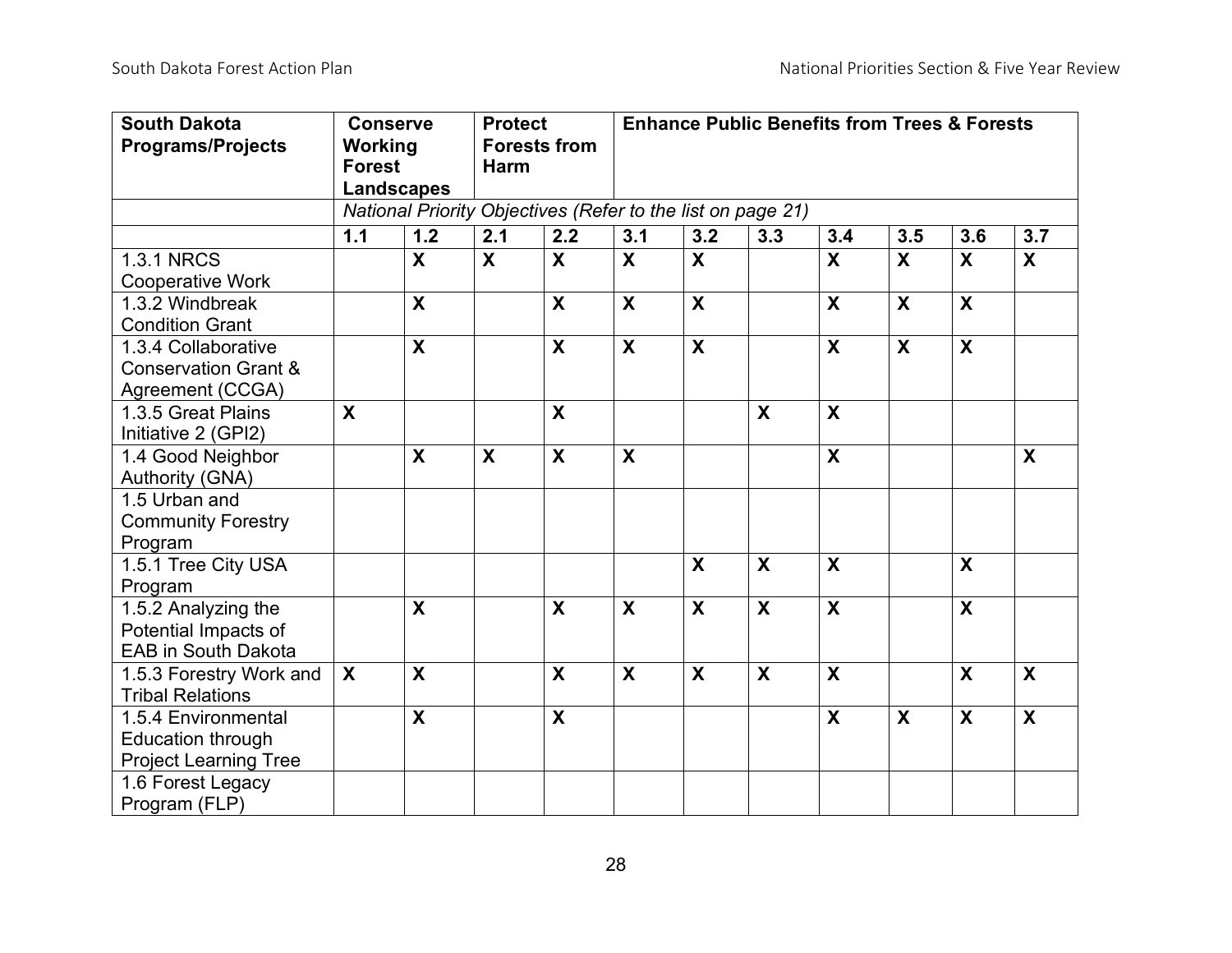| South Dakota Programs/Projects | Conserve Working Forest Landscapes | | Protect Forests from Harm | | Enhance Public Benefits from Trees & Forests | | | | | | |
|---|---|---|---|---|---|---|---|---|---|---|---|
| | *National Priority Objectives (Refer to the list on page 21)* | | | | | | | | | | |
| | **1.1** | **1.2** | **2.1** | **2.2** | **3.1** | **3.2** | **3.3** | **3.4** | **3.5** | **3.6** | **3.7** |
| 1.3.1 NRCS Cooperative Work | | **X** | **X** | **X** | **X** | **X** | | **X** | **X** | **X** | **X** |
| 1.3.2 Windbreak Condition Grant | | **X** | | **X** | **X** | **X** | | **X** | **X** | **X** | |
| 1.3.4 Collaborative Conservation Grant & Agreement (CCGA) | | **X** | | **X** | **X** | **X** | | **X** | **X** | **X** | |
| 1.3.5 Great Plains Initiative 2 (GPI2) | **X** | | | **X** | | | **X** | **X** | | | |
| 1.4 Good Neighbor Authority (GNA) | | **X** | **X** | **X** | **X** | | | **X** | | | **X** |
| 1.5 Urban and Community Forestry Program | | | | | | | | | | | |
| 1.5.1 Tree City USA Program | | | | | | **X** | **X** | **X** | | **X** | |
| 1.5.2 Analyzing the Potential Impacts of EAB in South Dakota | | **X** | | **X** | **X** | **X** | **X** | **X** | | **X** | |
| 1.5.3 Forestry Work and Tribal Relations | **X** | **X** | | **X** | **X** | **X** | **X** | **X** | | **X** | **X** |
| 1.5.4 Environmental Education through Project Learning Tree | | **X** | | **X** | | | | **X** | **X** | **X** | **X** |
| 1.6 Forest Legacy Program (FLP) | | | | | | | | | | | |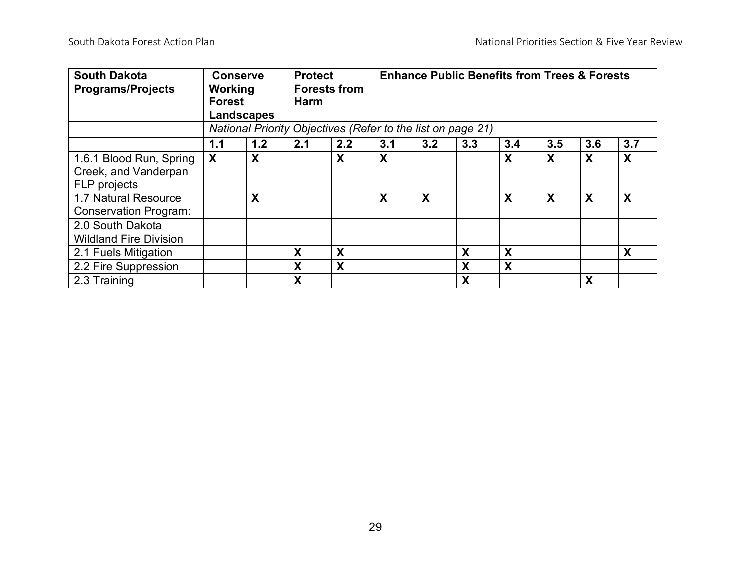| South Dakota Programs/Projects | Conserve Working Forest Landscapes | | Protect Forests from Harm | | Enhance Public Benefits from Trees & Forests | | | | | | |
|---|---|---|---|---|---|---|---|---|---|---|---|
| | *National Priority Objectives (Refer to the list on page 21)* | | | | | | | | | | |
| | **1.1** | **1.2** | **2.1** | **2.2** | **3.1** | **3.2** | **3.3** | **3.4** | **3.5** | **3.6** | **3.7** |
| 1.6.1 Blood Run, Spring Creek, and Vanderpan FLP projects | **X** | **X** | | **X** | **X** | | | **X** | **X** | **X** | **X** |
| 1.7 Natural Resource Conservation Program: | | **X** | | | **X** | **X** | | **X** | **X** | **X** | **X** |
| 2.0 South Dakota Wildland Fire Division | | | | | | | | | | | |
| 2.1 Fuels Mitigation | | | **X** | **X** | | | **X** | **X** | | | **X** |
| 2.2 Fire Suppression | | | **X** | **X** | | | **X** | **X** | | | |
| 2.3 Training | | | **X** | | | | **X** | | | **X** | |